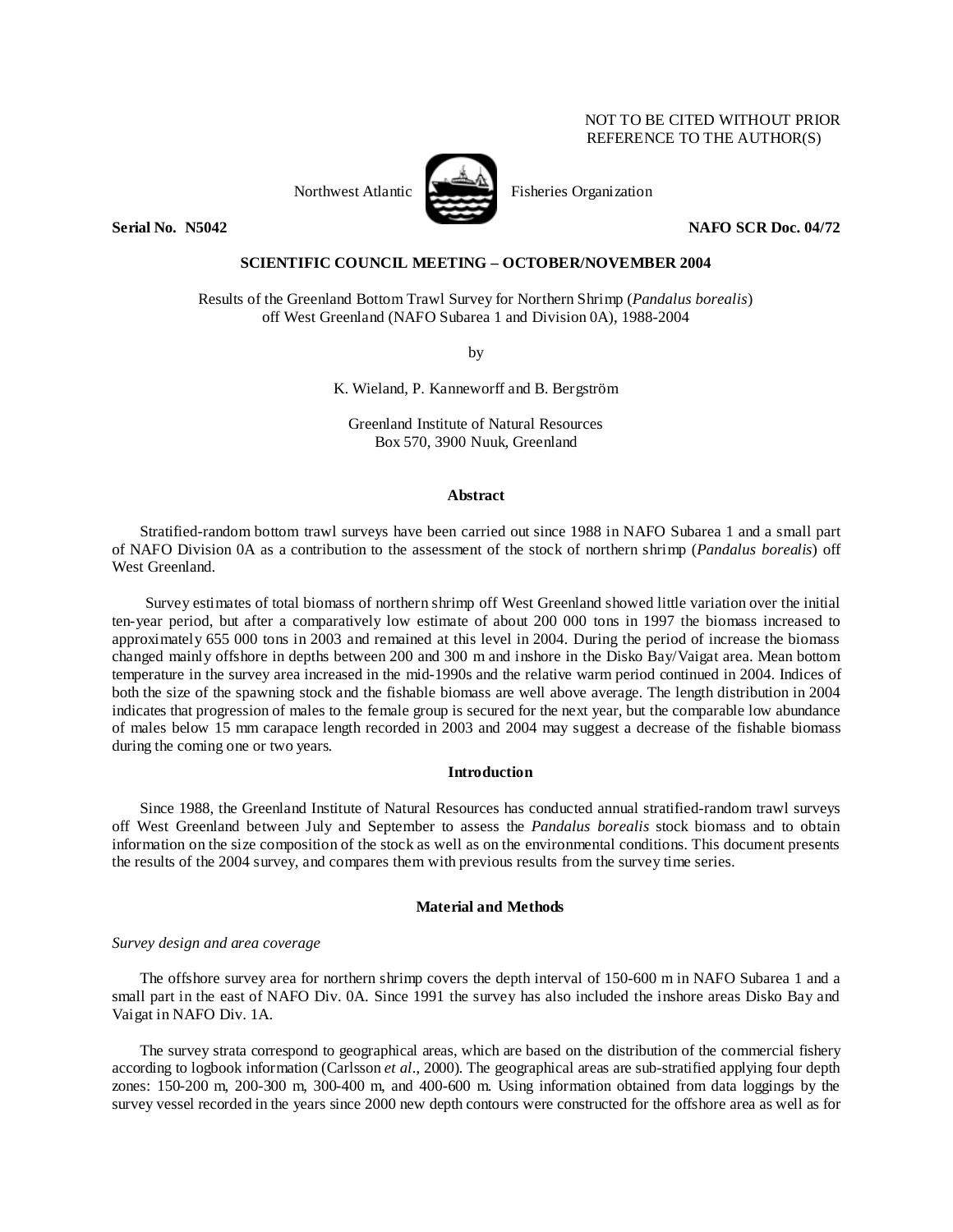NOT TO BE CITED WITHOUT PRIOR REFERENCE TO THE AUTHOR(S)

Northwest Atlantic Fisheries Organization

**Serial No. N5042** **NAFO SCR Doc. 04/72**

**SCIENTIFIC COUNCIL MEETING – OCTOBER/NOVEMBER 2004**

Results of the Greenland Bottom Trawl Survey for Northern Shrimp (*Pandalus borealis*) off West Greenland (NAFO Subarea 1 and Division 0A), 1988-2004

by

K. Wieland, P. Kanneworff and B. Bergström

Greenland Institute of Natural Resources
Box 570, 3900 Nuuk, Greenland

## Abstract

Stratified-random bottom trawl surveys have been carried out since 1988 in NAFO Subarea 1 and a small part of NAFO Division 0A as a contribution to the assessment of the stock of northern shrimp (*Pandalus borealis*) off West Greenland.

Survey estimates of total biomass of northern shrimp off West Greenland showed little variation over the initial ten-year period, but after a comparatively low estimate of about 200 000 tons in 1997 the biomass increased to approximately 655 000 tons in 2003 and remained at this level in 2004. During the period of increase the biomass changed mainly offshore in depths between 200 and 300 m and inshore in the Disko Bay/Vaigat area. Mean bottom temperature in the survey area increased in the mid-1990s and the relative warm period continued in 2004. Indices of both the size of the spawning stock and the fishable biomass are well above average. The length distribution in 2004 indicates that progression of males to the female group is secured for the next year, but the comparable low abundance of males below 15 mm carapace length recorded in 2003 and 2004 may suggest a decrease of the fishable biomass during the coming one or two years.

## Introduction

Since 1988, the Greenland Institute of Natural Resources has conducted annual stratified-random trawl surveys off West Greenland between July and September to assess the *Pandalus borealis* stock biomass and to obtain information on the size composition of the stock as well as on the environmental conditions. This document presents the results of the 2004 survey, and compares them with previous results from the survey time series.

## Material and Methods

### *Survey design and area coverage*

The offshore survey area for northern shrimp covers the depth interval of 150-600 m in NAFO Subarea 1 and a small part in the east of NAFO Div. 0A. Since 1991 the survey has also included the inshore areas Disko Bay and Vaigat in NAFO Div. 1A.

The survey strata correspond to geographical areas, which are based on the distribution of the commercial fishery according to logbook information (Carlsson *et al*., 2000). The geographical areas are sub-stratified applying four depth zones: 150-200 m, 200-300 m, 300-400 m, and 400-600 m. Using information obtained from data loggings by the survey vessel recorded in the years since 2000 new depth contours were constructed for the offshore area as well as for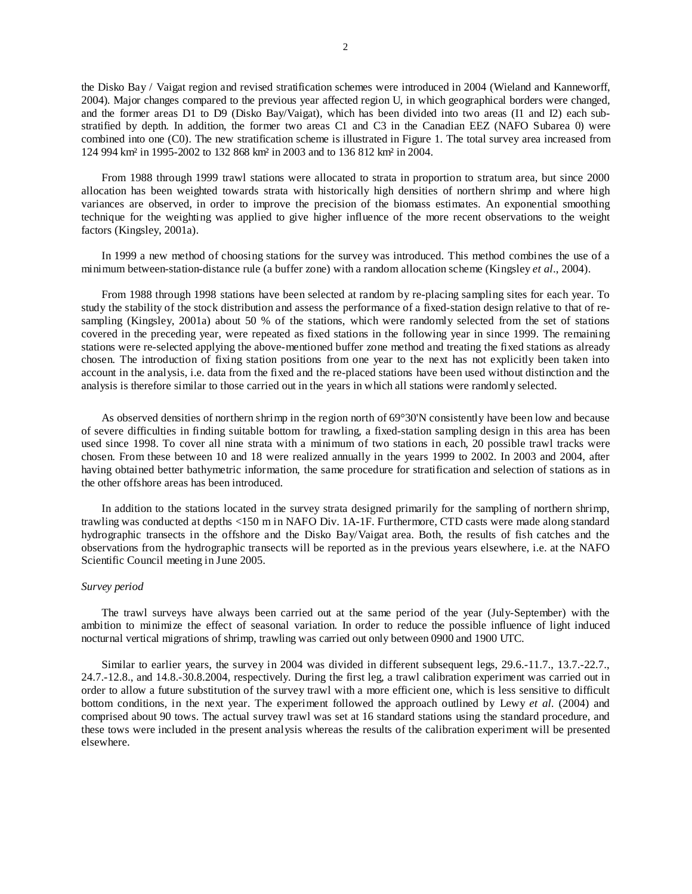the Disko Bay / Vaigat region and revised stratification schemes were introduced in 2004 (Wieland and Kanneworff, 2004). Major changes compared to the previous year affected region U, in which geographical borders were changed, and the former areas D1 to D9 (Disko Bay/Vaigat), which has been divided into two areas (I1 and I2) each sub-stratified by depth. In addition, the former two areas C1 and C3 in the Canadian EEZ (NAFO Subarea 0) were combined into one (C0). The new stratification scheme is illustrated in Figure 1. The total survey area increased from 124 994 km² in 1995-2002 to 132 868 km² in 2003 and to 136 812 km² in 2004.

From 1988 through 1999 trawl stations were allocated to strata in proportion to stratum area, but since 2000 allocation has been weighted towards strata with historically high densities of northern shrimp and where high variances are observed, in order to improve the precision of the biomass estimates. An exponential smoothing technique for the weighting was applied to give higher influence of the more recent observations to the weight factors (Kingsley, 2001a).

In 1999 a new method of choosing stations for the survey was introduced. This method combines the use of a minimum between-station-distance rule (a buffer zone) with a random allocation scheme (Kingsley *et al*., 2004).

From 1988 through 1998 stations have been selected at random by re-placing sampling sites for each year. To study the stability of the stock distribution and assess the performance of a fixed-station design relative to that of re-sampling (Kingsley, 2001a) about 50 % of the stations, which were randomly selected from the set of stations covered in the preceding year, were repeated as fixed stations in the following year in since 1999. The remaining stations were re-selected applying the above-mentioned buffer zone method and treating the fixed stations as already chosen. The introduction of fixing station positions from one year to the next has not explicitly been taken into account in the analysis, i.e. data from the fixed and the re-placed stations have been used without distinction and the analysis is therefore similar to those carried out in the years in which all stations were randomly selected.

As observed densities of northern shrimp in the region north of 69°30'N consistently have been low and because of severe difficulties in finding suitable bottom for trawling, a fixed-station sampling design in this area has been used since 1998. To cover all nine strata with a minimum of two stations in each, 20 possible trawl tracks were chosen. From these between 10 and 18 were realized annually in the years 1999 to 2002. In 2003 and 2004, after having obtained better bathymetric information, the same procedure for stratification and selection of stations as in the other offshore areas has been introduced.

In addition to the stations located in the survey strata designed primarily for the sampling of northern shrimp, trawling was conducted at depths <150 m in NAFO Div. 1A-1F. Furthermore, CTD casts were made along standard hydrographic transects in the offshore and the Disko Bay/Vaigat area. Both, the results of fish catches and the observations from the hydrographic transects will be reported as in the previous years elsewhere, i.e. at the NAFO Scientific Council meeting in June 2005.

*Survey period*

The trawl surveys have always been carried out at the same period of the year (July-September) with the ambition to minimize the effect of seasonal variation. In order to reduce the possible influence of light induced nocturnal vertical migrations of shrimp, trawling was carried out only between 0900 and 1900 UTC.

Similar to earlier years, the survey in 2004 was divided in different subsequent legs, 29.6.-11.7., 13.7.-22.7., 24.7.-12.8., and 14.8.-30.8.2004, respectively. During the first leg, a trawl calibration experiment was carried out in order to allow a future substitution of the survey trawl with a more efficient one, which is less sensitive to difficult bottom conditions, in the next year. The experiment followed the approach outlined by Lewy *et al.* (2004) and comprised about 90 tows. The actual survey trawl was set at 16 standard stations using the standard procedure, and these tows were included in the present analysis whereas the results of the calibration experiment will be presented elsewhere.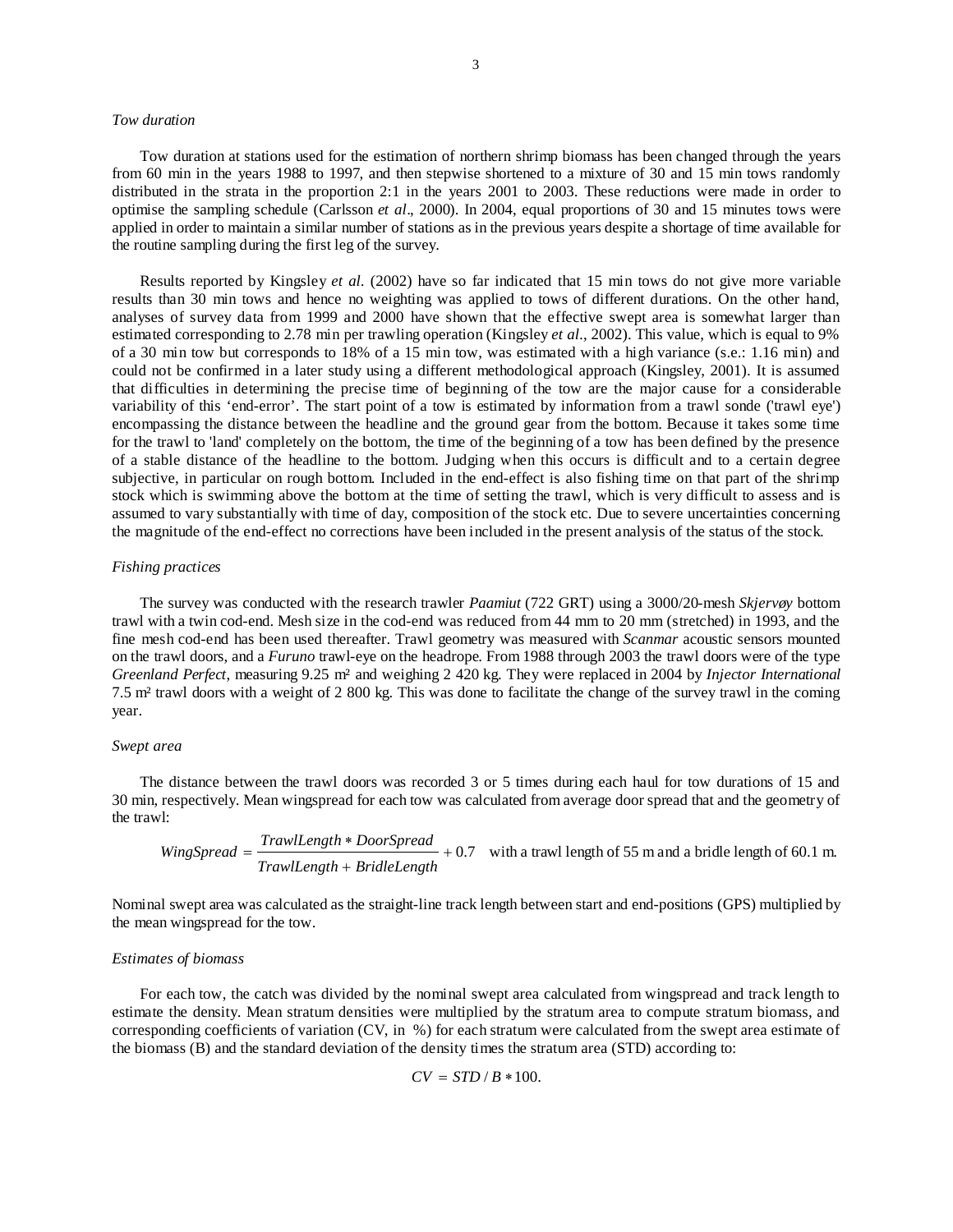*Tow duration*

Tow duration at stations used for the estimation of northern shrimp biomass has been changed through the years from 60 min in the years 1988 to 1997, and then stepwise shortened to a mixture of 30 and 15 min tows randomly distributed in the strata in the proportion 2:1 in the years 2001 to 2003. These reductions were made in order to optimise the sampling schedule (Carlsson *et al*., 2000). In 2004, equal proportions of 30 and 15 minutes tows were applied in order to maintain a similar number of stations as in the previous years despite a shortage of time available for the routine sampling during the first leg of the survey.

Results reported by Kingsley *et al.* (2002) have so far indicated that 15 min tows do not give more variable results than 30 min tows and hence no weighting was applied to tows of different durations. On the other hand, analyses of survey data from 1999 and 2000 have shown that the effective swept area is somewhat larger than estimated corresponding to 2.78 min per trawling operation (Kingsley *et al*., 2002). This value, which is equal to 9% of a 30 min tow but corresponds to 18% of a 15 min tow, was estimated with a high variance (s.e.: 1.16 min) and could not be confirmed in a later study using a different methodological approach (Kingsley, 2001). It is assumed that difficulties in determining the precise time of beginning of the tow are the major cause for a considerable variability of this 'end-error'. The start point of a tow is estimated by information from a trawl sonde ('trawl eye') encompassing the distance between the headline and the ground gear from the bottom. Because it takes some time for the trawl to 'land' completely on the bottom, the time of the beginning of a tow has been defined by the presence of a stable distance of the headline to the bottom. Judging when this occurs is difficult and to a certain degree subjective, in particular on rough bottom. Included in the end-effect is also fishing time on that part of the shrimp stock which is swimming above the bottom at the time of setting the trawl, which is very difficult to assess and is assumed to vary substantially with time of day, composition of the stock etc. Due to severe uncertainties concerning the magnitude of the end-effect no corrections have been included in the present analysis of the status of the stock.

*Fishing practices*

The survey was conducted with the research trawler *Paamiut* (722 GRT) using a 3000/20-mesh *Skjervøy* bottom trawl with a twin cod-end. Mesh size in the cod-end was reduced from 44 mm to 20 mm (stretched) in 1993, and the fine mesh cod-end has been used thereafter. Trawl geometry was measured with *Scanmar* acoustic sensors mounted on the trawl doors, and a *Furuno* trawl-eye on the headrope. From 1988 through 2003 the trawl doors were of the type *Greenland Perfect*, measuring 9.25 m² and weighing 2 420 kg. They were replaced in 2004 by *Injector International* 7.5 m² trawl doors with a weight of 2 800 kg. This was done to facilitate the change of the survey trawl in the coming year.

*Swept area*

The distance between the trawl doors was recorded 3 or 5 times during each haul for tow durations of 15 and 30 min, respectively. Mean wingspread for each tow was calculated from average door spread that and the geometry of the trawl:

$$WingSpread = \frac{TrawlLength * DoorSpread}{TrawlLength + BridleLength} + 0.7$$

with a trawl length of 55 m and a bridle length of 60.1 m.

Nominal swept area was calculated as the straight-line track length between start and end-positions (GPS) multiplied by the mean wingspread for the tow.

*Estimates of biomass*

For each tow, the catch was divided by the nominal swept area calculated from wingspread and track length to estimate the density. Mean stratum densities were multiplied by the stratum area to compute stratum biomass, and corresponding coefficients of variation (CV, in %) for each stratum were calculated from the swept area estimate of the biomass (B) and the standard deviation of the density times the stratum area (STD) according to:

$$CV = STD / B * 100.$$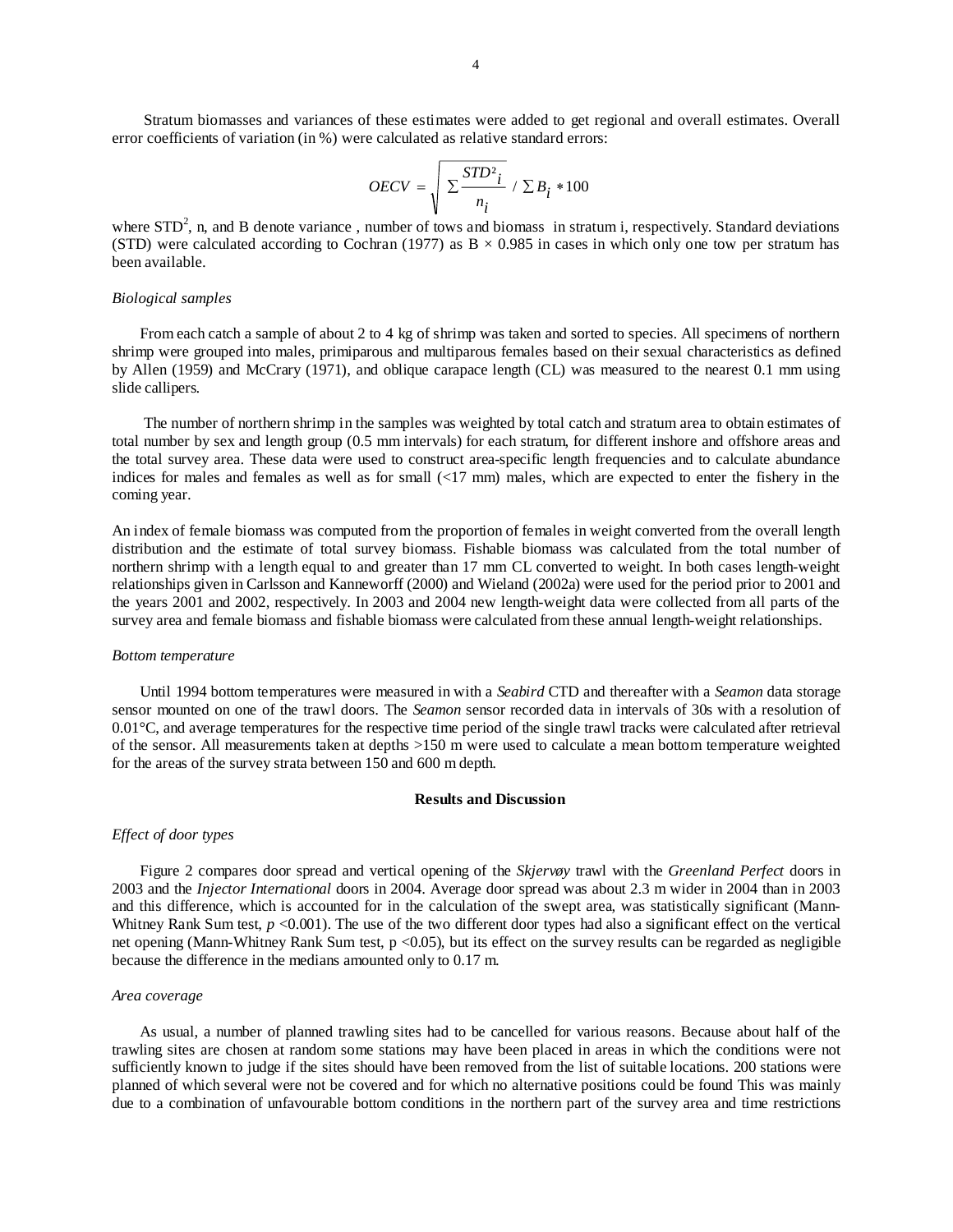Stratum biomasses and variances of these estimates were added to get regional and overall estimates. Overall error coefficients of variation (in %) were calculated as relative standard errors:

$$OECV = \sqrt{\sum \frac{STD^2_i}{n_i}} \, / \, \sum B_i * 100$$

where $STD^2$, n, and B denote variance , number of tows and biomass in stratum i, respectively. Standard deviations (STD) were calculated according to Cochran (1977) as B × 0.985 in cases in which only one tow per stratum has been available.

### *Biological samples*

From each catch a sample of about 2 to 4 kg of shrimp was taken and sorted to species. All specimens of northern shrimp were grouped into males, primiparous and multiparous females based on their sexual characteristics as defined by Allen (1959) and McCrary (1971), and oblique carapace length (CL) was measured to the nearest 0.1 mm using slide callipers.

The number of northern shrimp in the samples was weighted by total catch and stratum area to obtain estimates of total number by sex and length group (0.5 mm intervals) for each stratum, for different inshore and offshore areas and the total survey area. These data were used to construct area-specific length frequencies and to calculate abundance indices for males and females as well as for small (<17 mm) males, which are expected to enter the fishery in the coming year.

An index of female biomass was computed from the proportion of females in weight converted from the overall length distribution and the estimate of total survey biomass. Fishable biomass was calculated from the total number of northern shrimp with a length equal to and greater than 17 mm CL converted to weight. In both cases length-weight relationships given in Carlsson and Kanneworff (2000) and Wieland (2002a) were used for the period prior to 2001 and the years 2001 and 2002, respectively. In 2003 and 2004 new length-weight data were collected from all parts of the survey area and female biomass and fishable biomass were calculated from these annual length-weight relationships.

### *Bottom temperature*

Until 1994 bottom temperatures were measured in with a *Seabird* CTD and thereafter with a *Seamon* data storage sensor mounted on one of the trawl doors. The *Seamon* sensor recorded data in intervals of 30s with a resolution of 0.01°C, and average temperatures for the respective time period of the single trawl tracks were calculated after retrieval of the sensor. All measurements taken at depths >150 m were used to calculate a mean bottom temperature weighted for the areas of the survey strata between 150 and 600 m depth.

## Results and Discussion

### *Effect of door types*

Figure 2 compares door spread and vertical opening of the *Skjervøy* trawl with the *Greenland Perfect* doors in 2003 and the *Injector International* doors in 2004. Average door spread was about 2.3 m wider in 2004 than in 2003 and this difference, which is accounted for in the calculation of the swept area, was statistically significant (Mann-Whitney Rank Sum test, $p$ <0.001). The use of the two different door types had also a significant effect on the vertical net opening (Mann-Whitney Rank Sum test, p <0.05), but its effect on the survey results can be regarded as negligible because the difference in the medians amounted only to 0.17 m.

### *Area coverage*

As usual, a number of planned trawling sites had to be cancelled for various reasons. Because about half of the trawling sites are chosen at random some stations may have been placed in areas in which the conditions were not sufficiently known to judge if the sites should have been removed from the list of suitable locations. 200 stations were planned of which several were not be covered and for which no alternative positions could be found This was mainly due to a combination of unfavourable bottom conditions in the northern part of the survey area and time restrictions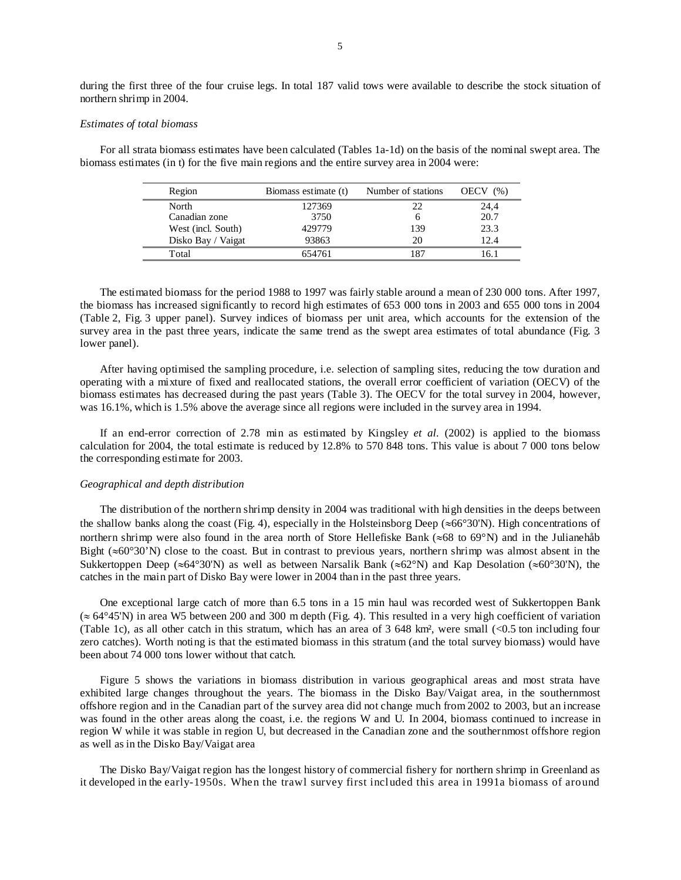during the first three of the four cruise legs. In total 187 valid tows were available to describe the stock situation of northern shrimp in 2004.

*Estimates of total biomass*

For all strata biomass estimates have been calculated (Tables 1a-1d) on the basis of the nominal swept area. The biomass estimates (in t) for the five main regions and the entire survey area in 2004 were:

| Region | Biomass estimate (t) | Number of stations | OECV (%) |
|---|---|---|---|
| North | 127369 | 22 | 24,4 |
| Canadian zone | 3750 | 6 | 20.7 |
| West (incl. South) | 429779 | 139 | 23.3 |
| Disko Bay / Vaigat | 93863 | 20 | 12.4 |
| Total | 654761 | 187 | 16.1 |

The estimated biomass for the period 1988 to 1997 was fairly stable around a mean of 230 000 tons. After 1997, the biomass has increased significantly to record high estimates of 653 000 tons in 2003 and 655 000 tons in 2004 (Table 2, Fig. 3 upper panel). Survey indices of biomass per unit area, which accounts for the extension of the survey area in the past three years, indicate the same trend as the swept area estimates of total abundance (Fig. 3 lower panel).

After having optimised the sampling procedure, i.e. selection of sampling sites, reducing the tow duration and operating with a mixture of fixed and reallocated stations, the overall error coefficient of variation (OECV) of the biomass estimates has decreased during the past years (Table 3). The OECV for the total survey in 2004, however, was 16.1%, which is 1.5% above the average since all regions were included in the survey area in 1994.

If an end-error correction of 2.78 min as estimated by Kingsley *et al.* (2002) is applied to the biomass calculation for 2004, the total estimate is reduced by 12.8% to 570 848 tons. This value is about 7 000 tons below the corresponding estimate for 2003.

*Geographical and depth distribution*

The distribution of the northern shrimp density in 2004 was traditional with high densities in the deeps between the shallow banks along the coast (Fig. 4), especially in the Holsteinsborg Deep (≈66°30'N). High concentrations of northern shrimp were also found in the area north of Store Hellefiske Bank (≈68 to 69°N) and in the Julianehåb Bight (≈60°30'N) close to the coast. But in contrast to previous years, northern shrimp was almost absent in the Sukkertoppen Deep (≈64°30'N) as well as between Narsalik Bank (≈62°N) and Kap Desolation (≈60°30'N), the catches in the main part of Disko Bay were lower in 2004 than in the past three years.

One exceptional large catch of more than 6.5 tons in a 15 min haul was recorded west of Sukkertoppen Bank (≈ 64°45'N) in area W5 between 200 and 300 m depth (Fig. 4). This resulted in a very high coefficient of variation (Table 1c), as all other catch in this stratum, which has an area of 3 648 km², were small (<0.5 ton including four zero catches). Worth noting is that the estimated biomass in this stratum (and the total survey biomass) would have been about 74 000 tons lower without that catch.

Figure 5 shows the variations in biomass distribution in various geographical areas and most strata have exhibited large changes throughout the years. The biomass in the Disko Bay/Vaigat area, in the southernmost offshore region and in the Canadian part of the survey area did not change much from 2002 to 2003, but an increase was found in the other areas along the coast, i.e. the regions W and U. In 2004, biomass continued to increase in region W while it was stable in region U, but decreased in the Canadian zone and the southernmost offshore region as well as in the Disko Bay/Vaigat area

The Disko Bay/Vaigat region has the longest history of commercial fishery for northern shrimp in Greenland as it developed in the early-1950s. When the trawl survey first included this area in 1991a biomass of around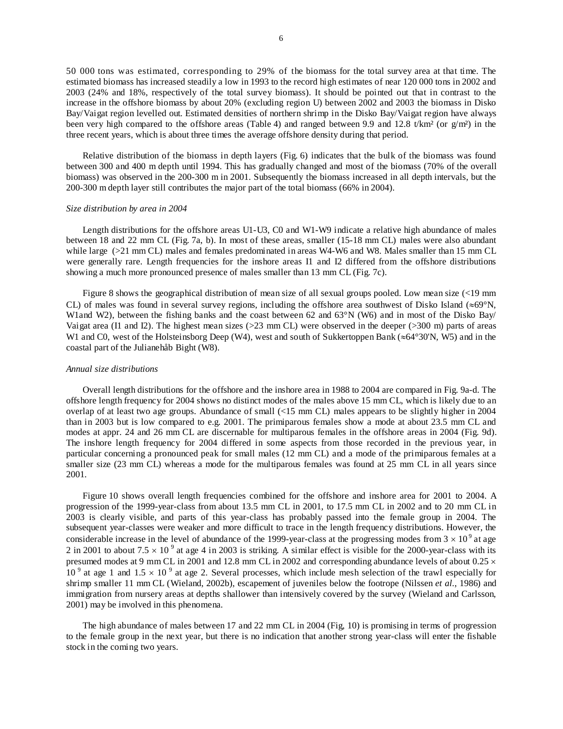50 000 tons was estimated, corresponding to 29% of the biomass for the total survey area at that time. The estimated biomass has increased steadily a low in 1993 to the record high estimates of near 120 000 tons in 2002 and 2003 (24% and 18%, respectively of the total survey biomass). It should be pointed out that in contrast to the increase in the offshore biomass by about 20% (excluding region U) between 2002 and 2003 the biomass in Disko Bay/Vaigat region levelled out. Estimated densities of northern shrimp in the Disko Bay/Vaigat region have always been very high compared to the offshore areas (Table 4) and ranged between 9.9 and 12.8 t/km² (or g/m²) in the three recent years, which is about three times the average offshore density during that period.

Relative distribution of the biomass in depth layers (Fig. 6) indicates that the bulk of the biomass was found between 300 and 400 m depth until 1994. This has gradually changed and most of the biomass (70% of the overall biomass) was observed in the 200-300 m in 2001. Subsequently the biomass increased in all depth intervals, but the 200-300 m depth layer still contributes the major part of the total biomass (66% in 2004).

*Size distribution by area in 2004*

Length distributions for the offshore areas U1-U3, C0 and W1-W9 indicate a relative high abundance of males between 18 and 22 mm CL (Fig. 7a, b). In most of these areas, smaller (15-18 mm CL) males were also abundant while large (>21 mm CL) males and females predominated in areas W4-W6 and W8. Males smaller than 15 mm CL were generally rare. Length frequencies for the inshore areas I1 and I2 differed from the offshore distributions showing a much more pronounced presence of males smaller than 13 mm CL (Fig. 7c).

Figure 8 shows the geographical distribution of mean size of all sexual groups pooled. Low mean size (<19 mm CL) of males was found in several survey regions, including the offshore area southwest of Disko Island (≈69°N, W1and W2), between the fishing banks and the coast between 62 and 63°N (W6) and in most of the Disko Bay/Vaigat area (I1 and I2). The highest mean sizes (>23 mm CL) were observed in the deeper (>300 m) parts of areas W1 and C0, west of the Holsteinsborg Deep (W4), west and south of Sukkertoppen Bank (≈64°30'N, W5) and in the coastal part of the Julianehåb Bight (W8).

*Annual size distributions*

Overall length distributions for the offshore and the inshore area in 1988 to 2004 are compared in Fig. 9a-d. The offshore length frequency for 2004 shows no distinct modes of the males above 15 mm CL, which is likely due to an overlap of at least two age groups. Abundance of small (<15 mm CL) males appears to be slightly higher in 2004 than in 2003 but is low compared to e.g. 2001. The primiparous females show a mode at about 23.5 mm CL and modes at appr. 24 and 26 mm CL are discernable for multiparous females in the offshore areas in 2004 (Fig. 9d). The inshore length frequency for 2004 differed in some aspects from those recorded in the previous year, in particular concerning a pronounced peak for small males (12 mm CL) and a mode of the primiparous females at a smaller size (23 mm CL) whereas a mode for the multiparous females was found at 25 mm CL in all years since 2001.

Figure 10 shows overall length frequencies combined for the offshore and inshore area for 2001 to 2004. A progression of the 1999-year-class from about 13.5 mm CL in 2001, to 17.5 mm CL in 2002 and to 20 mm CL in 2003 is clearly visible, and parts of this year-class has probably passed into the female group in 2004. The subsequent year-classes were weaker and more difficult to trace in the length frequency distributions. However, the considerable increase in the level of abundance of the 1999-year-class at the progressing modes from $3 \times 10^9$ at age 2 in 2001 to about $7.5 \times 10^9$ at age 4 in 2003 is striking. A similar effect is visible for the 2000-year-class with its presumed modes at 9 mm CL in 2001 and 12.8 mm CL in 2002 and corresponding abundance levels of about $0.25 \times 10^9$ at age 1 and $1.5 \times 10^9$ at age 2. Several processes, which include mesh selection of the trawl especially for shrimp smaller 11 mm CL (Wieland, 2002b), escapement of juveniles below the footrope (Nilssen *et al*., 1986) and immigration from nursery areas at depths shallower than intensively covered by the survey (Wieland and Carlsson, 2001) may be involved in this phenomena.

The high abundance of males between 17 and 22 mm CL in 2004 (Fig, 10) is promising in terms of progression to the female group in the next year, but there is no indication that another strong year-class will enter the fishable stock in the coming two years.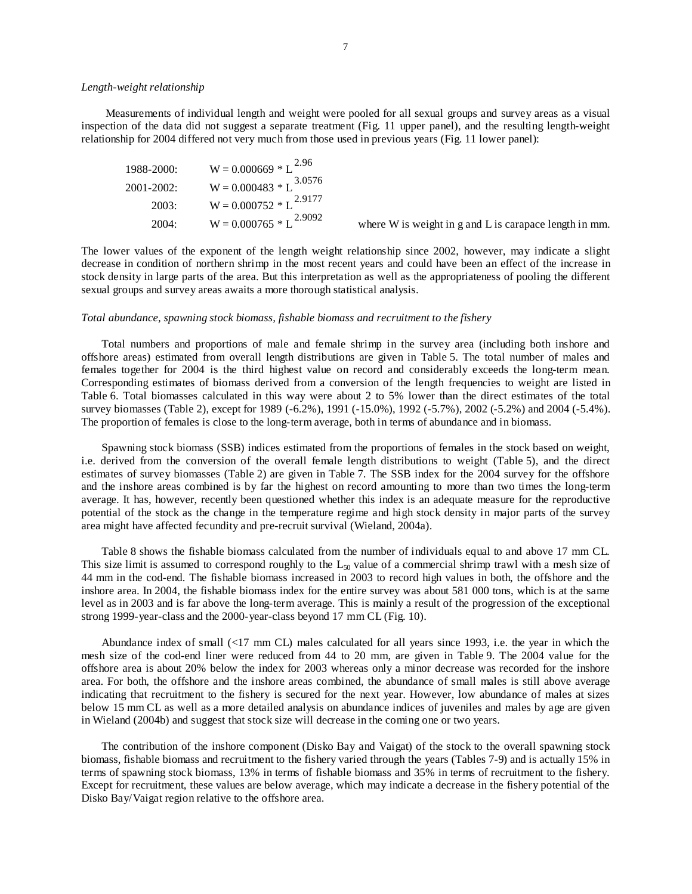*Length-weight relationship*

Measurements of individual length and weight were pooled for all sexual groups and survey areas as a visual inspection of the data did not suggest a separate treatment (Fig. 11 upper panel), and the resulting length-weight relationship for 2004 differed not very much from those used in previous years (Fig. 11 lower panel):

1988-2000: $W = 0.000669 * L^{2.96}$

2001-2002: $W = 0.000483 * L^{3.0576}$

2003: $W = 0.000752 * L^{2.9177}$

2004: $W = 0.000765 * L^{2.9092}$ where W is weight in g and L is carapace length in mm.

The lower values of the exponent of the length weight relationship since 2002, however, may indicate a slight decrease in condition of northern shrimp in the most recent years and could have been an effect of the increase in stock density in large parts of the area. But this interpretation as well as the appropriateness of pooling the different sexual groups and survey areas awaits a more thorough statistical analysis.

*Total abundance, spawning stock biomass, fishable biomass and recruitment to the fishery*

Total numbers and proportions of male and female shrimp in the survey area (including both inshore and offshore areas) estimated from overall length distributions are given in Table 5. The total number of males and females together for 2004 is the third highest value on record and considerably exceeds the long-term mean. Corresponding estimates of biomass derived from a conversion of the length frequencies to weight are listed in Table 6. Total biomasses calculated in this way were about 2 to 5% lower than the direct estimates of the total survey biomasses (Table 2), except for 1989 (-6.2%), 1991 (-15.0%), 1992 (-5.7%), 2002 (-5.2%) and 2004 (-5.4%). The proportion of females is close to the long-term average, both in terms of abundance and in biomass.

Spawning stock biomass (SSB) indices estimated from the proportions of females in the stock based on weight, i.e. derived from the conversion of the overall female length distributions to weight (Table 5), and the direct estimates of survey biomasses (Table 2) are given in Table 7. The SSB index for the 2004 survey for the offshore and the inshore areas combined is by far the highest on record amounting to more than two times the long-term average. It has, however, recently been questioned whether this index is an adequate measure for the reproductive potential of the stock as the change in the temperature regime and high stock density in major parts of the survey area might have affected fecundity and pre-recruit survival (Wieland, 2004a).

Table 8 shows the fishable biomass calculated from the number of individuals equal to and above 17 mm CL. This size limit is assumed to correspond roughly to the $L_{50}$ value of a commercial shrimp trawl with a mesh size of 44 mm in the cod-end. The fishable biomass increased in 2003 to record high values in both, the offshore and the inshore area. In 2004, the fishable biomass index for the entire survey was about 581 000 tons, which is at the same level as in 2003 and is far above the long-term average. This is mainly a result of the progression of the exceptional strong 1999-year-class and the 2000-year-class beyond 17 mm CL (Fig. 10).

Abundance index of small (<17 mm CL) males calculated for all years since 1993, i.e. the year in which the mesh size of the cod-end liner were reduced from 44 to 20 mm, are given in Table 9. The 2004 value for the offshore area is about 20% below the index for 2003 whereas only a minor decrease was recorded for the inshore area. For both, the offshore and the inshore areas combined, the abundance of small males is still above average indicating that recruitment to the fishery is secured for the next year. However, low abundance of males at sizes below 15 mm CL as well as a more detailed analysis on abundance indices of juveniles and males by age are given in Wieland (2004b) and suggest that stock size will decrease in the coming one or two years.

The contribution of the inshore component (Disko Bay and Vaigat) of the stock to the overall spawning stock biomass, fishable biomass and recruitment to the fishery varied through the years (Tables 7-9) and is actually 15% in terms of spawning stock biomass, 13% in terms of fishable biomass and 35% in terms of recruitment to the fishery. Except for recruitment, these values are below average, which may indicate a decrease in the fishery potential of the Disko Bay/Vaigat region relative to the offshore area.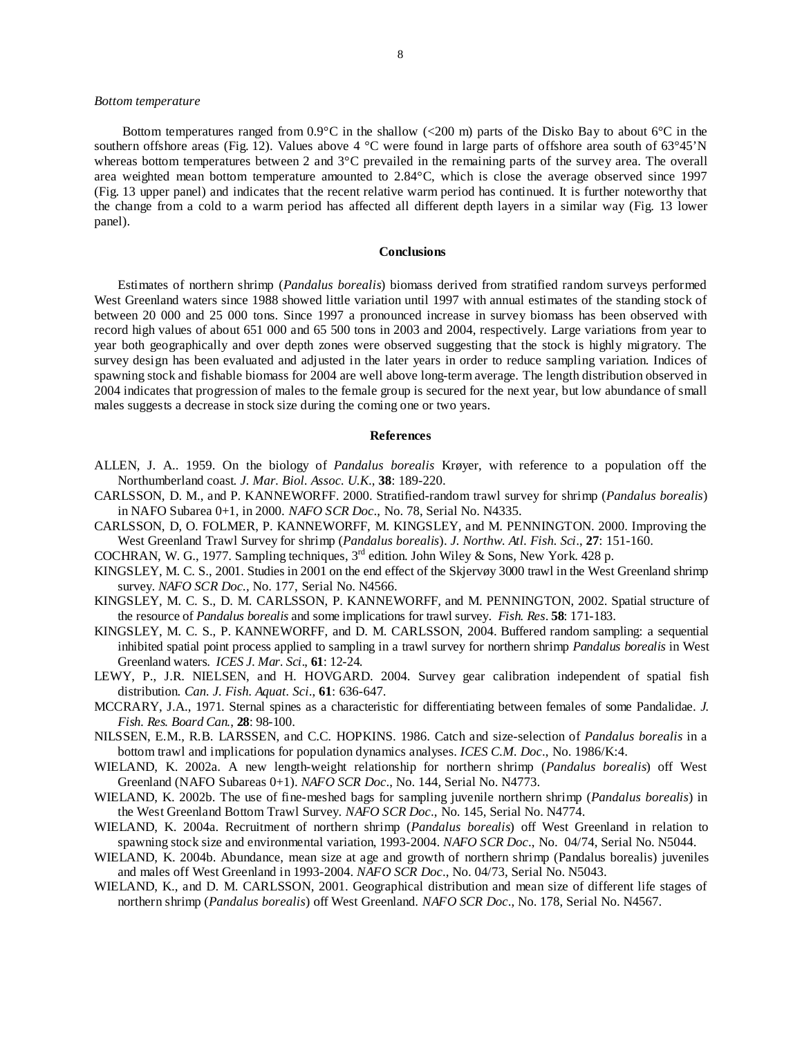*Bottom temperature*

Bottom temperatures ranged from 0.9°C in the shallow (<200 m) parts of the Disko Bay to about 6°C in the southern offshore areas (Fig. 12). Values above 4 °C were found in large parts of offshore area south of 63°45'N whereas bottom temperatures between 2 and 3°C prevailed in the remaining parts of the survey area. The overall area weighted mean bottom temperature amounted to 2.84°C, which is close the average observed since 1997 (Fig. 13 upper panel) and indicates that the recent relative warm period has continued. It is further noteworthy that the change from a cold to a warm period has affected all different depth layers in a similar way (Fig. 13 lower panel).

## Conclusions

Estimates of northern shrimp (*Pandalus borealis*) biomass derived from stratified random surveys performed West Greenland waters since 1988 showed little variation until 1997 with annual estimates of the standing stock of between 20 000 and 25 000 tons. Since 1997 a pronounced increase in survey biomass has been observed with record high values of about 651 000 and 65 500 tons in 2003 and 2004, respectively. Large variations from year to year both geographically and over depth zones were observed suggesting that the stock is highly migratory. The survey design has been evaluated and adjusted in the later years in order to reduce sampling variation. Indices of spawning stock and fishable biomass for 2004 are well above long-term average. The length distribution observed in 2004 indicates that progression of males to the female group is secured for the next year, but low abundance of small males suggests a decrease in stock size during the coming one or two years.

## References

ALLEN, J. A.. 1959. On the biology of *Pandalus borealis* Krøyer, with reference to a population off the Northumberland coast. *J. Mar. Biol. Assoc. U.K.*, **38**: 189-220.

CARLSSON, D. M., and P. KANNEWORFF. 2000. Stratified-random trawl survey for shrimp (*Pandalus borealis*) in NAFO Subarea 0+1, in 2000. *NAFO SCR Doc*., No. 78, Serial No. N4335.

CARLSSON, D, O. FOLMER, P. KANNEWORFF, M. KINGSLEY, and M. PENNINGTON. 2000. Improving the West Greenland Trawl Survey for shrimp (*Pandalus borealis*). *J. Northw. Atl. Fish. Sci*., **27**: 151-160.

COCHRAN, W. G., 1977. Sampling techniques, 3rd edition. John Wiley & Sons, New York. 428 p.

KINGSLEY, M. C. S., 2001. Studies in 2001 on the end effect of the Skjervøy 3000 trawl in the West Greenland shrimp survey. *NAFO SCR Doc.*, No. 177, Serial No. N4566.

KINGSLEY, M. C. S., D. M. CARLSSON, P. KANNEWORFF, and M. PENNINGTON, 2002. Spatial structure of the resource of *Pandalus borealis* and some implications for trawl survey. *Fish. Res*. **58**: 171-183.

KINGSLEY, M. C. S., P. KANNEWORFF, and D. M. CARLSSON, 2004. Buffered random sampling: a sequential inhibited spatial point process applied to sampling in a trawl survey for northern shrimp *Pandalus borealis* in West Greenland waters. *ICES J. Mar. Sci*., **61**: 12-24.

LEWY, P., J.R. NIELSEN, and H. HOVGARD. 2004. Survey gear calibration independent of spatial fish distribution. *Can. J. Fish. Aquat. Sci*., **61**: 636-647.

MCCRARY, J.A., 1971. Sternal spines as a characteristic for differentiating between females of some Pandalidae. *J. Fish. Res. Board Can.*, **28**: 98-100.

NILSSEN, E.M., R.B. LARSSEN, and C.C. HOPKINS. 1986. Catch and size-selection of *Pandalus borealis* in a bottom trawl and implications for population dynamics analyses. *ICES C.M. Doc*., No. 1986/K:4.

WIELAND, K. 2002a. A new length-weight relationship for northern shrimp (*Pandalus borealis*) off West Greenland (NAFO Subareas 0+1). *NAFO SCR Doc*., No. 144, Serial No. N4773.

WIELAND, K. 2002b. The use of fine-meshed bags for sampling juvenile northern shrimp (*Pandalus borealis*) in the West Greenland Bottom Trawl Survey. *NAFO SCR Doc*., No. 145, Serial No. N4774.

WIELAND, K. 2004a. Recruitment of northern shrimp (*Pandalus borealis*) off West Greenland in relation to spawning stock size and environmental variation, 1993-2004. *NAFO SCR Doc*., No. 04/74, Serial No. N5044.

WIELAND, K. 2004b. Abundance, mean size at age and growth of northern shrimp (Pandalus borealis) juveniles and males off West Greenland in 1993-2004. *NAFO SCR Doc*., No. 04/73, Serial No. N5043.

WIELAND, K., and D. M. CARLSSON, 2001. Geographical distribution and mean size of different life stages of northern shrimp (*Pandalus borealis*) off West Greenland. *NAFO SCR Doc*., No. 178, Serial No. N4567.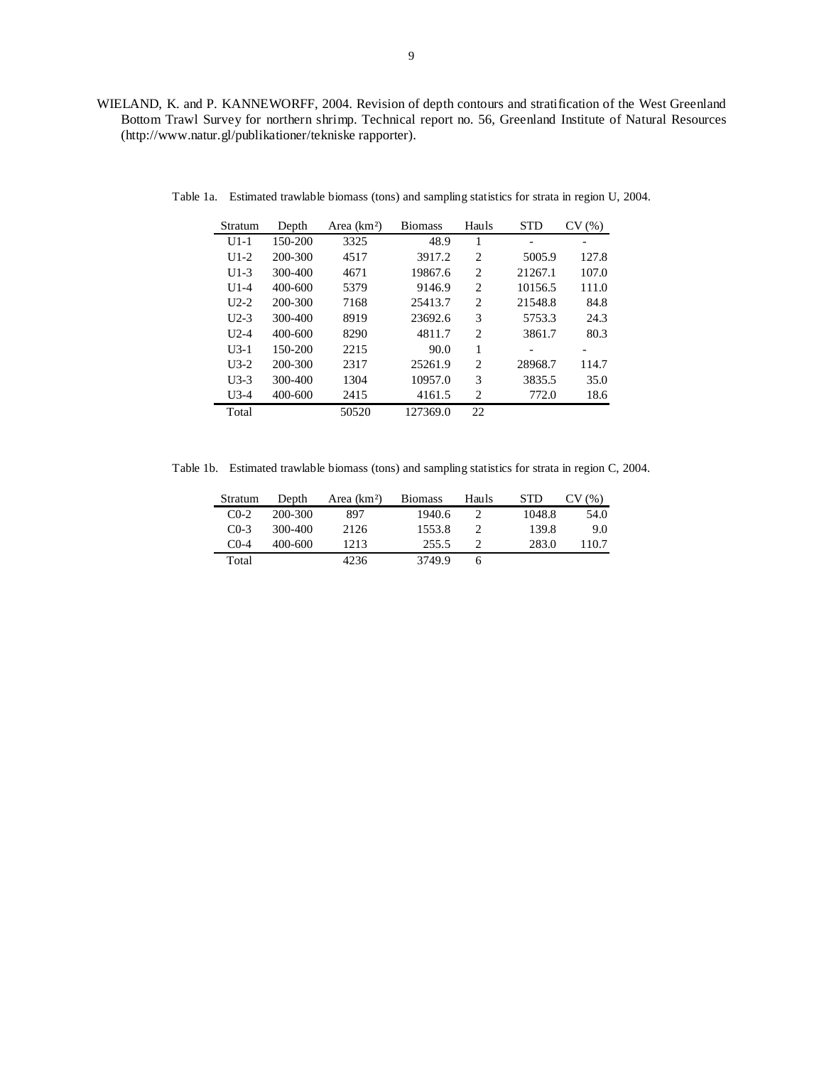WIELAND, K. and P. KANNEWORFF, 2004. Revision of depth contours and stratification of the West Greenland Bottom Trawl Survey for northern shrimp. Technical report no. 56, Greenland Institute of Natural Resources (http://www.natur.gl/publikationer/tekniske rapporter).

Table 1a. Estimated trawlable biomass (tons) and sampling statistics for strata in region U, 2004.

| Stratum | Depth | Area (km²) | Biomass | Hauls | STD | CV (%) |
|---|---|---|---|---|---|---|
| U1-1 | 150-200 | 3325 | 48.9 | 1 | - | - |
| U1-2 | 200-300 | 4517 | 3917.2 | 2 | 5005.9 | 127.8 |
| U1-3 | 300-400 | 4671 | 19867.6 | 2 | 21267.1 | 107.0 |
| U1-4 | 400-600 | 5379 | 9146.9 | 2 | 10156.5 | 111.0 |
| U2-2 | 200-300 | 7168 | 25413.7 | 2 | 21548.8 | 84.8 |
| U2-3 | 300-400 | 8919 | 23692.6 | 3 | 5753.3 | 24.3 |
| U2-4 | 400-600 | 8290 | 4811.7 | 2 | 3861.7 | 80.3 |
| U3-1 | 150-200 | 2215 | 90.0 | 1 | - | - |
| U3-2 | 200-300 | 2317 | 25261.9 | 2 | 28968.7 | 114.7 |
| U3-3 | 300-400 | 1304 | 10957.0 | 3 | 3835.5 | 35.0 |
| U3-4 | 400-600 | 2415 | 4161.5 | 2 | 772.0 | 18.6 |
| Total | | 50520 | 127369.0 | 22 | | |

Table 1b. Estimated trawlable biomass (tons) and sampling statistics for strata in region C, 2004.

| Stratum | Depth | Area (km²) | Biomass | Hauls | STD | CV (%) |
|---|---|---|---|---|---|---|
| C0-2 | 200-300 | 897 | 1940.6 | 2 | 1048.8 | 54.0 |
| C0-3 | 300-400 | 2126 | 1553.8 | 2 | 139.8 | 9.0 |
| C0-4 | 400-600 | 1213 | 255.5 | 2 | 283.0 | 110.7 |
| Total | | 4236 | 3749.9 | 6 | | |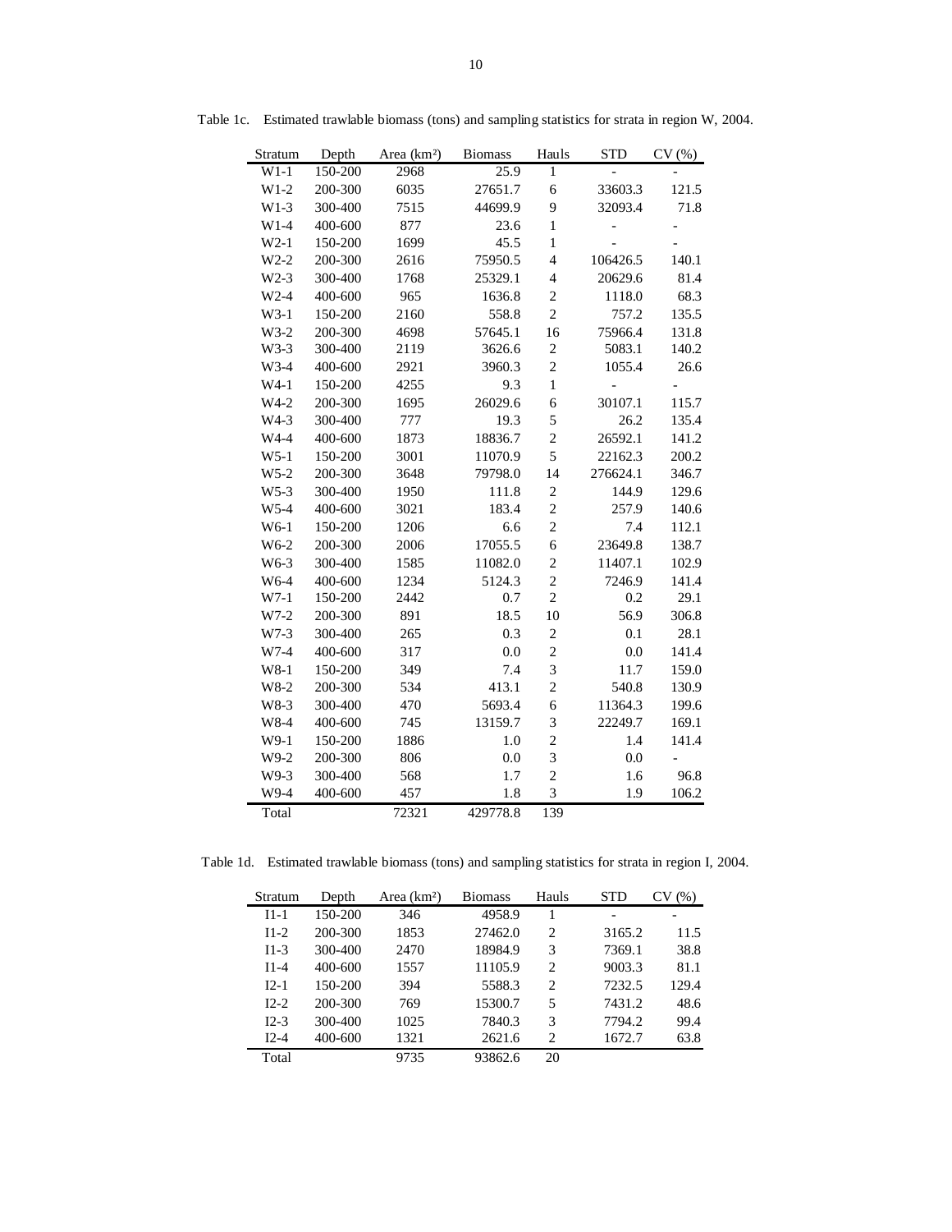Table 1c. Estimated trawlable biomass (tons) and sampling statistics for strata in region W, 2004.

| Stratum | Depth | Area (km²) | Biomass | Hauls | STD | CV (%) |
|---|---|---|---|---|---|---|
| W1-1 | 150-200 | 2968 | 25.9 | 1 | - | - |
| W1-2 | 200-300 | 6035 | 27651.7 | 6 | 33603.3 | 121.5 |
| W1-3 | 300-400 | 7515 | 44699.9 | 9 | 32093.4 | 71.8 |
| W1-4 | 400-600 | 877 | 23.6 | 1 | - | - |
| W2-1 | 150-200 | 1699 | 45.5 | 1 | - | - |
| W2-2 | 200-300 | 2616 | 75950.5 | 4 | 106426.5 | 140.1 |
| W2-3 | 300-400 | 1768 | 25329.1 | 4 | 20629.6 | 81.4 |
| W2-4 | 400-600 | 965 | 1636.8 | 2 | 1118.0 | 68.3 |
| W3-1 | 150-200 | 2160 | 558.8 | 2 | 757.2 | 135.5 |
| W3-2 | 200-300 | 4698 | 57645.1 | 16 | 75966.4 | 131.8 |
| W3-3 | 300-400 | 2119 | 3626.6 | 2 | 5083.1 | 140.2 |
| W3-4 | 400-600 | 2921 | 3960.3 | 2 | 1055.4 | 26.6 |
| W4-1 | 150-200 | 4255 | 9.3 | 1 | - | - |
| W4-2 | 200-300 | 1695 | 26029.6 | 6 | 30107.1 | 115.7 |
| W4-3 | 300-400 | 777 | 19.3 | 5 | 26.2 | 135.4 |
| W4-4 | 400-600 | 1873 | 18836.7 | 2 | 26592.1 | 141.2 |
| W5-1 | 150-200 | 3001 | 11070.9 | 5 | 22162.3 | 200.2 |
| W5-2 | 200-300 | 3648 | 79798.0 | 14 | 276624.1 | 346.7 |
| W5-3 | 300-400 | 1950 | 111.8 | 2 | 144.9 | 129.6 |
| W5-4 | 400-600 | 3021 | 183.4 | 2 | 257.9 | 140.6 |
| W6-1 | 150-200 | 1206 | 6.6 | 2 | 7.4 | 112.1 |
| W6-2 | 200-300 | 2006 | 17055.5 | 6 | 23649.8 | 138.7 |
| W6-3 | 300-400 | 1585 | 11082.0 | 2 | 11407.1 | 102.9 |
| W6-4 | 400-600 | 1234 | 5124.3 | 2 | 7246.9 | 141.4 |
| W7-1 | 150-200 | 2442 | 0.7 | 2 | 0.2 | 29.1 |
| W7-2 | 200-300 | 891 | 18.5 | 10 | 56.9 | 306.8 |
| W7-3 | 300-400 | 265 | 0.3 | 2 | 0.1 | 28.1 |
| W7-4 | 400-600 | 317 | 0.0 | 2 | 0.0 | 141.4 |
| W8-1 | 150-200 | 349 | 7.4 | 3 | 11.7 | 159.0 |
| W8-2 | 200-300 | 534 | 413.1 | 2 | 540.8 | 130.9 |
| W8-3 | 300-400 | 470 | 5693.4 | 6 | 11364.3 | 199.6 |
| W8-4 | 400-600 | 745 | 13159.7 | 3 | 22249.7 | 169.1 |
| W9-1 | 150-200 | 1886 | 1.0 | 2 | 1.4 | 141.4 |
| W9-2 | 200-300 | 806 | 0.0 | 3 | 0.0 | - |
| W9-3 | 300-400 | 568 | 1.7 | 2 | 1.6 | 96.8 |
| W9-4 | 400-600 | 457 | 1.8 | 3 | 1.9 | 106.2 |
| Total | | 72321 | 429778.8 | 139 | | |

Table 1d. Estimated trawlable biomass (tons) and sampling statistics for strata in region I, 2004.

| Stratum | Depth | Area (km²) | Biomass | Hauls | STD | CV (%) |
|---|---|---|---|---|---|---|
| I1-1 | 150-200 | 346 | 4958.9 | 1 | - | - |
| I1-2 | 200-300 | 1853 | 27462.0 | 2 | 3165.2 | 11.5 |
| I1-3 | 300-400 | 2470 | 18984.9 | 3 | 7369.1 | 38.8 |
| I1-4 | 400-600 | 1557 | 11105.9 | 2 | 9003.3 | 81.1 |
| I2-1 | 150-200 | 394 | 5588.3 | 2 | 7232.5 | 129.4 |
| I2-2 | 200-300 | 769 | 15300.7 | 5 | 7431.2 | 48.6 |
| I2-3 | 300-400 | 1025 | 7840.3 | 3 | 7794.2 | 99.4 |
| I2-4 | 400-600 | 1321 | 2621.6 | 2 | 1672.7 | 63.8 |
| Total | | 9735 | 93862.6 | 20 | | |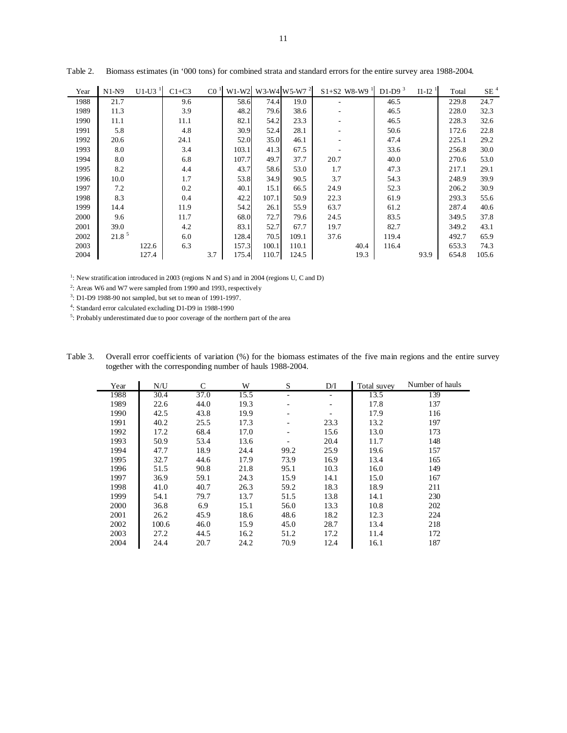Table 2. Biomass estimates (in '000 tons) for combined strata and standard errors for the entire survey area 1988-2004.

| Year | N1-N9 | U1-U3 [1] | C1+C3 | C0 [1] | W1-W2 | W3-W4 | W5-W7 [2] | S1+S2 | W8-W9 [1] | D1-D9 [3] | I1-I2 [1] | Total | SE [4] |
|---|---|---|---|---|---|---|---|---|---|---|---|---|---|
| 1988 | 21.7 | | 9.6 | | 58.6 | 74.4 | 19.0 | - | | 46.5 | | 229.8 | 24.7 |
| 1989 | 11.3 | | 3.9 | | 48.2 | 79.6 | 38.6 | - | | 46.5 | | 228.0 | 32.3 |
| 1990 | 11.1 | | 11.1 | | 82.1 | 54.2 | 23.3 | - | | 46.5 | | 228.3 | 32.6 |
| 1991 | 5.8 | | 4.8 | | 30.9 | 52.4 | 28.1 | - | | 50.6 | | 172.6 | 22.8 |
| 1992 | 20.6 | | 24.1 | | 52.0 | 35.0 | 46.1 | - | | 47.4 | | 225.1 | 29.2 |
| 1993 | 8.0 | | 3.4 | | 103.1 | 41.3 | 67.5 | - | | 33.6 | | 256.8 | 30.0 |
| 1994 | 8.0 | | 6.8 | | 107.7 | 49.7 | 37.7 | 20.7 | | 40.0 | | 270.6 | 53.0 |
| 1995 | 8.2 | | 4.4 | | 43.7 | 58.6 | 53.0 | 1.7 | | 47.3 | | 217.1 | 29.1 |
| 1996 | 10.0 | | 1.7 | | 53.8 | 34.9 | 90.5 | 3.7 | | 54.3 | | 248.9 | 39.9 |
| 1997 | 7.2 | | 0.2 | | 40.1 | 15.1 | 66.5 | 24.9 | | 52.3 | | 206.2 | 30.9 |
| 1998 | 8.3 | | 0.4 | | 42.2 | 107.1 | 50.9 | 22.3 | | 61.9 | | 293.3 | 55.6 |
| 1999 | 14.4 | | 11.9 | | 54.2 | 26.1 | 55.9 | 63.7 | | 61.2 | | 287.4 | 40.6 |
| 2000 | 9.6 | | 11.7 | | 68.0 | 72.7 | 79.6 | 24.5 | | 83.5 | | 349.5 | 37.8 |
| 2001 | 39.0 | | 4.2 | | 83.1 | 52.7 | 67.7 | 19.7 | | 82.7 | | 349.2 | 43.1 |
| 2002 | 21.8 [5] | | 6.0 | | 128.4 | 70.5 | 109.1 | 37.6 | | 119.4 | | 492.7 | 65.9 |
| 2003 | | 122.6 | 6.3 | | 157.3 | 100.1 | 110.1 | | 40.4 | 116.4 | | 653.3 | 74.3 |
| 2004 | | 127.4 | | 3.7 | 175.4 | 110.7 | 124.5 | | 19.3 | | 93.9 | 654.8 | 105.6 |

[1]: New stratification introduced in 2003 (regions N and S) and in 2004 (regions U, C and D)

[2]: Areas W6 and W7 were sampled from 1990 and 1993, respectively

[3]: D1-D9 1988-90 not sampled, but set to mean of 1991-1997.

[4]: Standard error calculated excluding D1-D9 in 1988-1990

[5]: Probably underestimated due to poor coverage of the northern part of the area

Table 3. Overall error coefficients of variation (%) for the biomass estimates of the five main regions and the entire survey together with the corresponding number of hauls 1988-2004.

| Year | N/U | C | W | S | D/I | Total suvey | Number of hauls |
|---|---|---|---|---|---|---|---|
| 1988 | 30.4 | 37.0 | 15.5 | - | - | 13.5 | 139 |
| 1989 | 22.6 | 44.0 | 19.3 | - | - | 17.8 | 137 |
| 1990 | 42.5 | 43.8 | 19.9 | - | - | 17.9 | 116 |
| 1991 | 40.2 | 25.5 | 17.3 | - | 23.3 | 13.2 | 197 |
| 1992 | 17.2 | 68.4 | 17.0 | - | 15.6 | 13.0 | 173 |
| 1993 | 50.9 | 53.4 | 13.6 | - | 20.4 | 11.7 | 148 |
| 1994 | 47.7 | 18.9 | 24.4 | 99.2 | 25.9 | 19.6 | 157 |
| 1995 | 32.7 | 44.6 | 17.9 | 73.9 | 16.9 | 13.4 | 165 |
| 1996 | 51.5 | 90.8 | 21.8 | 95.1 | 10.3 | 16.0 | 149 |
| 1997 | 36.9 | 59.1 | 24.3 | 15.9 | 14.1 | 15.0 | 167 |
| 1998 | 41.0 | 40.7 | 26.3 | 59.2 | 18.3 | 18.9 | 211 |
| 1999 | 54.1 | 79.7 | 13.7 | 51.5 | 13.8 | 14.1 | 230 |
| 2000 | 36.8 | 6.9 | 15.1 | 56.0 | 13.3 | 10.8 | 202 |
| 2001 | 26.2 | 45.9 | 18.6 | 48.6 | 18.2 | 12.3 | 224 |
| 2002 | 100.6 | 46.0 | 15.9 | 45.0 | 28.7 | 13.4 | 218 |
| 2003 | 27.2 | 44.5 | 16.2 | 51.2 | 17.2 | 11.4 | 172 |
| 2004 | 24.4 | 20.7 | 24.2 | 70.9 | 12.4 | 16.1 | 187 |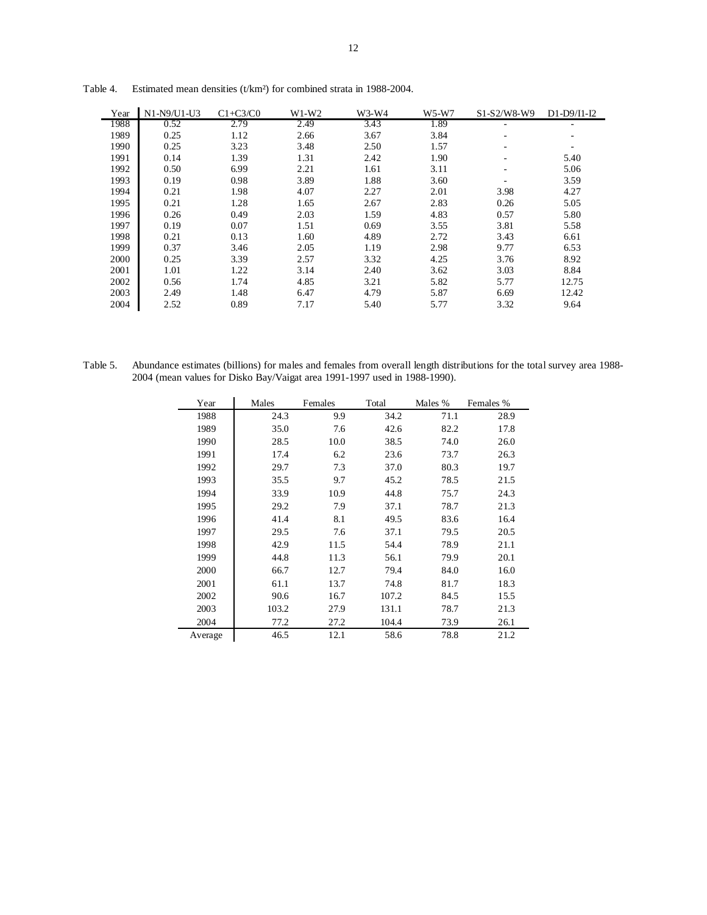Table 4. Estimated mean densities (t/km²) for combined strata in 1988-2004.

| Year | N1-N9/U1-U3 | C1+C3/C0 | W1-W2 | W3-W4 | W5-W7 | S1-S2/W8-W9 | D1-D9/I1-I2 |
|---|---|---|---|---|---|---|---|
| 1988 | 0.52 | 2.79 | 2.49 | 3.43 | 1.89 | - | - |
| 1989 | 0.25 | 1.12 | 2.66 | 3.67 | 3.84 | - | - |
| 1990 | 0.25 | 3.23 | 3.48 | 2.50 | 1.57 | - | - |
| 1991 | 0.14 | 1.39 | 1.31 | 2.42 | 1.90 | - | 5.40 |
| 1992 | 0.50 | 6.99 | 2.21 | 1.61 | 3.11 | - | 5.06 |
| 1993 | 0.19 | 0.98 | 3.89 | 1.88 | 3.60 | - | 3.59 |
| 1994 | 0.21 | 1.98 | 4.07 | 2.27 | 2.01 | 3.98 | 4.27 |
| 1995 | 0.21 | 1.28 | 1.65 | 2.67 | 2.83 | 0.26 | 5.05 |
| 1996 | 0.26 | 0.49 | 2.03 | 1.59 | 4.83 | 0.57 | 5.80 |
| 1997 | 0.19 | 0.07 | 1.51 | 0.69 | 3.55 | 3.81 | 5.58 |
| 1998 | 0.21 | 0.13 | 1.60 | 4.89 | 2.72 | 3.43 | 6.61 |
| 1999 | 0.37 | 3.46 | 2.05 | 1.19 | 2.98 | 9.77 | 6.53 |
| 2000 | 0.25 | 3.39 | 2.57 | 3.32 | 4.25 | 3.76 | 8.92 |
| 2001 | 1.01 | 1.22 | 3.14 | 2.40 | 3.62 | 3.03 | 8.84 |
| 2002 | 0.56 | 1.74 | 4.85 | 3.21 | 5.82 | 5.77 | 12.75 |
| 2003 | 2.49 | 1.48 | 6.47 | 4.79 | 5.87 | 6.69 | 12.42 |
| 2004 | 2.52 | 0.89 | 7.17 | 5.40 | 5.77 | 3.32 | 9.64 |

Table 5. Abundance estimates (billions) for males and females from overall length distributions for the total survey area 1988-2004 (mean values for Disko Bay/Vaigat area 1991-1997 used in 1988-1990).

| Year | Males | Females | Total | Males % | Females % |
|---|---|---|---|---|---|
| 1988 | 24.3 | 9.9 | 34.2 | 71.1 | 28.9 |
| 1989 | 35.0 | 7.6 | 42.6 | 82.2 | 17.8 |
| 1990 | 28.5 | 10.0 | 38.5 | 74.0 | 26.0 |
| 1991 | 17.4 | 6.2 | 23.6 | 73.7 | 26.3 |
| 1992 | 29.7 | 7.3 | 37.0 | 80.3 | 19.7 |
| 1993 | 35.5 | 9.7 | 45.2 | 78.5 | 21.5 |
| 1994 | 33.9 | 10.9 | 44.8 | 75.7 | 24.3 |
| 1995 | 29.2 | 7.9 | 37.1 | 78.7 | 21.3 |
| 1996 | 41.4 | 8.1 | 49.5 | 83.6 | 16.4 |
| 1997 | 29.5 | 7.6 | 37.1 | 79.5 | 20.5 |
| 1998 | 42.9 | 11.5 | 54.4 | 78.9 | 21.1 |
| 1999 | 44.8 | 11.3 | 56.1 | 79.9 | 20.1 |
| 2000 | 66.7 | 12.7 | 79.4 | 84.0 | 16.0 |
| 2001 | 61.1 | 13.7 | 74.8 | 81.7 | 18.3 |
| 2002 | 90.6 | 16.7 | 107.2 | 84.5 | 15.5 |
| 2003 | 103.2 | 27.9 | 131.1 | 78.7 | 21.3 |
| 2004 | 77.2 | 27.2 | 104.4 | 73.9 | 26.1 |
| Average | 46.5 | 12.1 | 58.6 | 78.8 | 21.2 |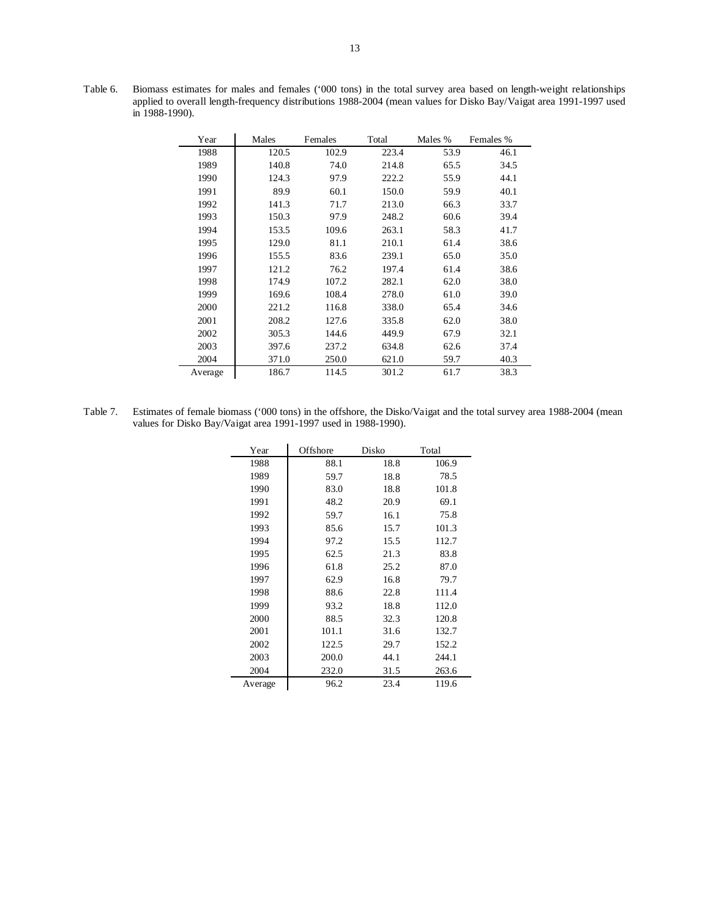Table 6. Biomass estimates for males and females ('000 tons) in the total survey area based on length-weight relationships applied to overall length-frequency distributions 1988-2004 (mean values for Disko Bay/Vaigat area 1991-1997 used in 1988-1990).

| Year | Males | Females | Total | Males % | Females % |
|---|---|---|---|---|---|
| 1988 | 120.5 | 102.9 | 223.4 | 53.9 | 46.1 |
| 1989 | 140.8 | 74.0 | 214.8 | 65.5 | 34.5 |
| 1990 | 124.3 | 97.9 | 222.2 | 55.9 | 44.1 |
| 1991 | 89.9 | 60.1 | 150.0 | 59.9 | 40.1 |
| 1992 | 141.3 | 71.7 | 213.0 | 66.3 | 33.7 |
| 1993 | 150.3 | 97.9 | 248.2 | 60.6 | 39.4 |
| 1994 | 153.5 | 109.6 | 263.1 | 58.3 | 41.7 |
| 1995 | 129.0 | 81.1 | 210.1 | 61.4 | 38.6 |
| 1996 | 155.5 | 83.6 | 239.1 | 65.0 | 35.0 |
| 1997 | 121.2 | 76.2 | 197.4 | 61.4 | 38.6 |
| 1998 | 174.9 | 107.2 | 282.1 | 62.0 | 38.0 |
| 1999 | 169.6 | 108.4 | 278.0 | 61.0 | 39.0 |
| 2000 | 221.2 | 116.8 | 338.0 | 65.4 | 34.6 |
| 2001 | 208.2 | 127.6 | 335.8 | 62.0 | 38.0 |
| 2002 | 305.3 | 144.6 | 449.9 | 67.9 | 32.1 |
| 2003 | 397.6 | 237.2 | 634.8 | 62.6 | 37.4 |
| 2004 | 371.0 | 250.0 | 621.0 | 59.7 | 40.3 |
| Average | 186.7 | 114.5 | 301.2 | 61.7 | 38.3 |

Table 7. Estimates of female biomass ('000 tons) in the offshore, the Disko/Vaigat and the total survey area 1988-2004 (mean values for Disko Bay/Vaigat area 1991-1997 used in 1988-1990).

| Year | Offshore | Disko | Total |
|---|---|---|---|
| 1988 | 88.1 | 18.8 | 106.9 |
| 1989 | 59.7 | 18.8 | 78.5 |
| 1990 | 83.0 | 18.8 | 101.8 |
| 1991 | 48.2 | 20.9 | 69.1 |
| 1992 | 59.7 | 16.1 | 75.8 |
| 1993 | 85.6 | 15.7 | 101.3 |
| 1994 | 97.2 | 15.5 | 112.7 |
| 1995 | 62.5 | 21.3 | 83.8 |
| 1996 | 61.8 | 25.2 | 87.0 |
| 1997 | 62.9 | 16.8 | 79.7 |
| 1998 | 88.6 | 22.8 | 111.4 |
| 1999 | 93.2 | 18.8 | 112.0 |
| 2000 | 88.5 | 32.3 | 120.8 |
| 2001 | 101.1 | 31.6 | 132.7 |
| 2002 | 122.5 | 29.7 | 152.2 |
| 2003 | 200.0 | 44.1 | 244.1 |
| 2004 | 232.0 | 31.5 | 263.6 |
| Average | 96.2 | 23.4 | 119.6 |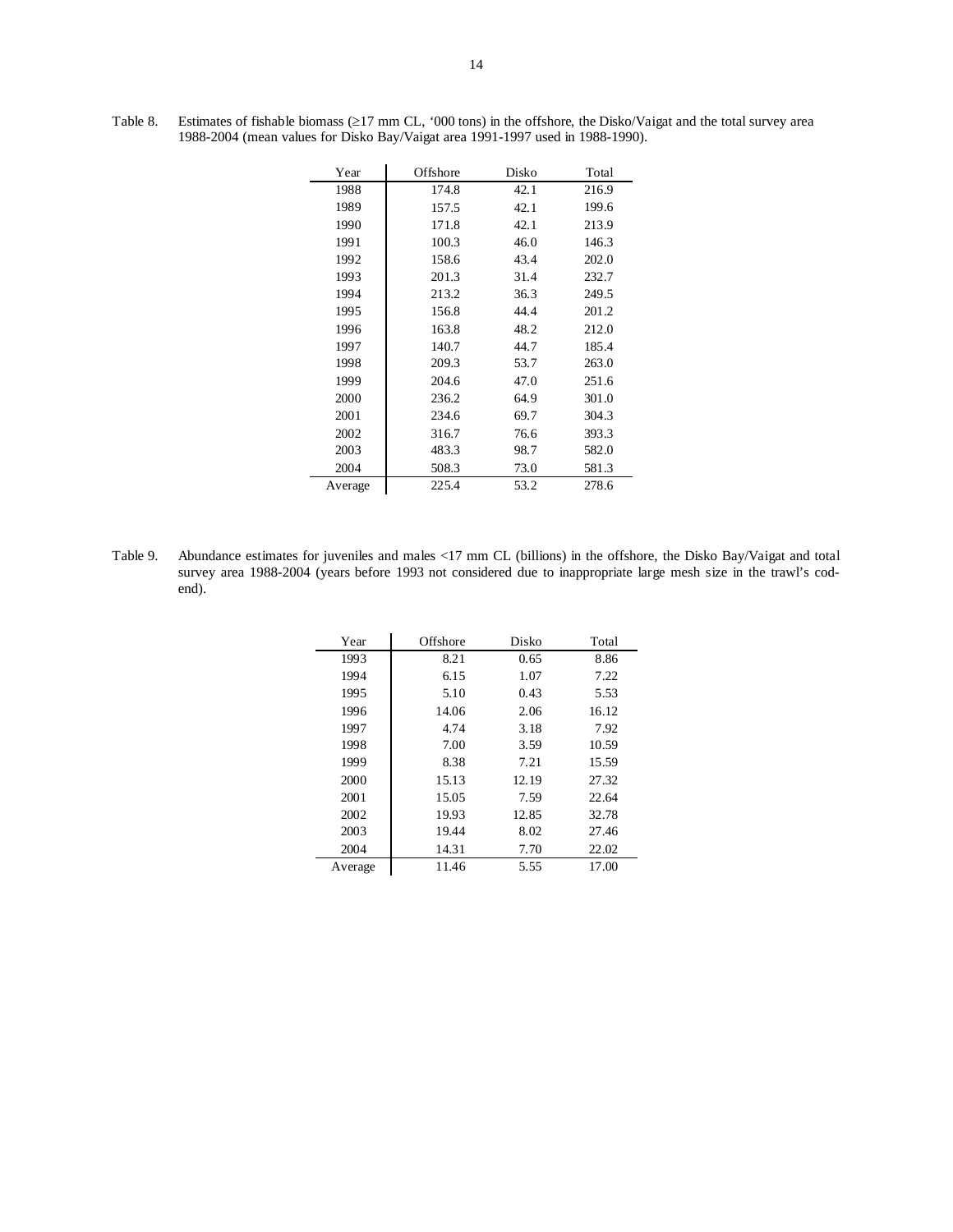Table 8. Estimates of fishable biomass (≥17 mm CL, '000 tons) in the offshore, the Disko/Vaigat and the total survey area 1988-2004 (mean values for Disko Bay/Vaigat area 1991-1997 used in 1988-1990).

| Year | Offshore | Disko | Total |
|---|---|---|---|
| 1988 | 174.8 | 42.1 | 216.9 |
| 1989 | 157.5 | 42.1 | 199.6 |
| 1990 | 171.8 | 42.1 | 213.9 |
| 1991 | 100.3 | 46.0 | 146.3 |
| 1992 | 158.6 | 43.4 | 202.0 |
| 1993 | 201.3 | 31.4 | 232.7 |
| 1994 | 213.2 | 36.3 | 249.5 |
| 1995 | 156.8 | 44.4 | 201.2 |
| 1996 | 163.8 | 48.2 | 212.0 |
| 1997 | 140.7 | 44.7 | 185.4 |
| 1998 | 209.3 | 53.7 | 263.0 |
| 1999 | 204.6 | 47.0 | 251.6 |
| 2000 | 236.2 | 64.9 | 301.0 |
| 2001 | 234.6 | 69.7 | 304.3 |
| 2002 | 316.7 | 76.6 | 393.3 |
| 2003 | 483.3 | 98.7 | 582.0 |
| 2004 | 508.3 | 73.0 | 581.3 |
| Average | 225.4 | 53.2 | 278.6 |

Table 9. Abundance estimates for juveniles and males <17 mm CL (billions) in the offshore, the Disko Bay/Vaigat and total survey area 1988-2004 (years before 1993 not considered due to inappropriate large mesh size in the trawl's cod-end).

| Year | Offshore | Disko | Total |
|---|---|---|---|
| 1993 | 8.21 | 0.65 | 8.86 |
| 1994 | 6.15 | 1.07 | 7.22 |
| 1995 | 5.10 | 0.43 | 5.53 |
| 1996 | 14.06 | 2.06 | 16.12 |
| 1997 | 4.74 | 3.18 | 7.92 |
| 1998 | 7.00 | 3.59 | 10.59 |
| 1999 | 8.38 | 7.21 | 15.59 |
| 2000 | 15.13 | 12.19 | 27.32 |
| 2001 | 15.05 | 7.59 | 22.64 |
| 2002 | 19.93 | 12.85 | 32.78 |
| 2003 | 19.44 | 8.02 | 27.46 |
| 2004 | 14.31 | 7.70 | 22.02 |
| Average | 11.46 | 5.55 | 17.00 |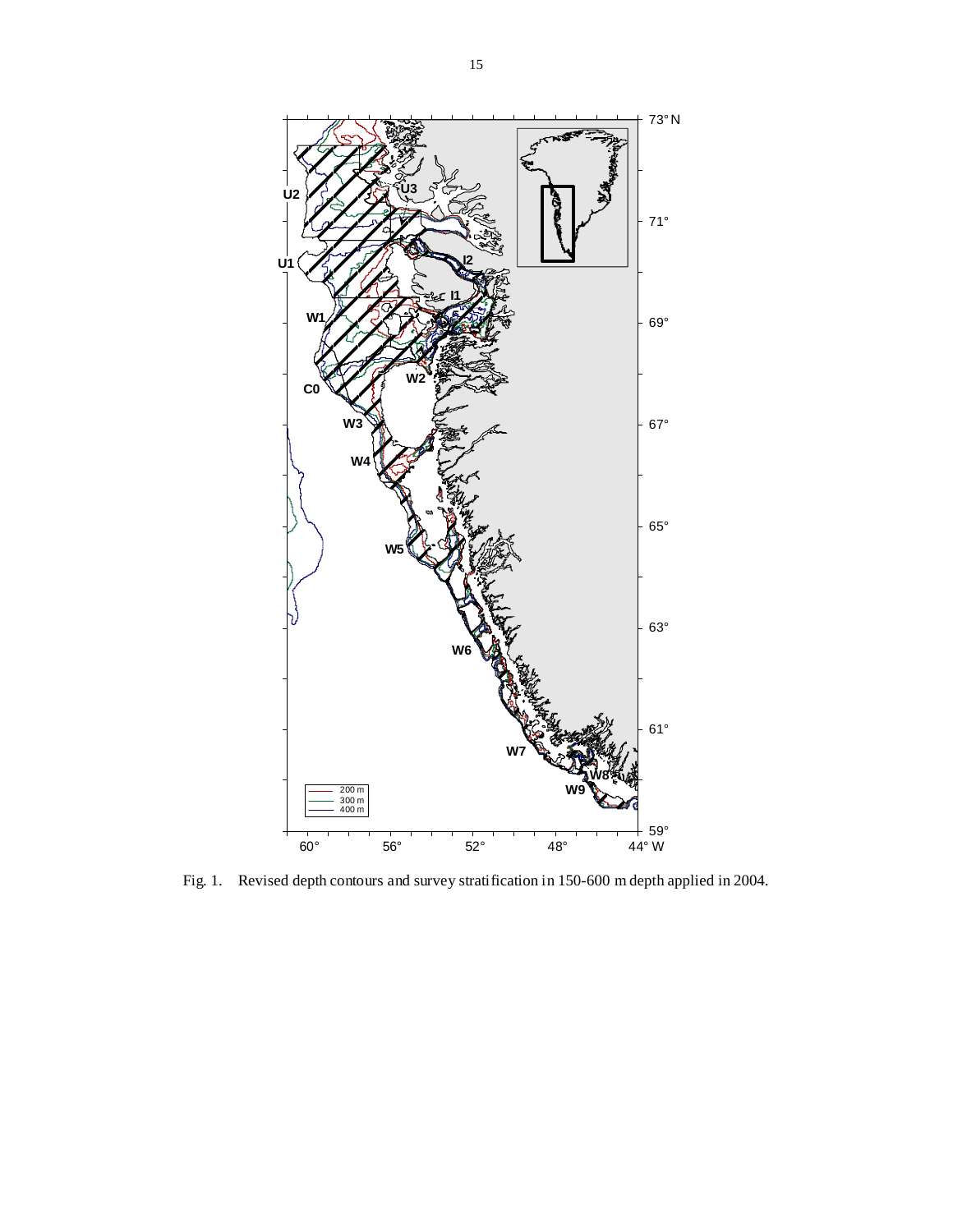Fig. 1. Revised depth contours and survey stratification in 150-600 m depth applied in 2004.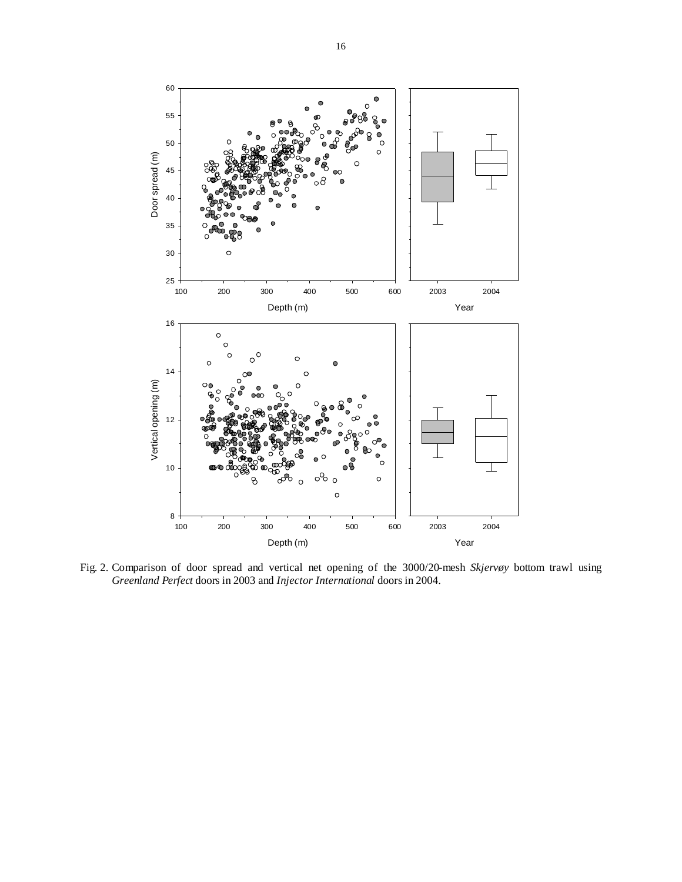Fig. 2. Comparison of door spread and vertical net opening of the 3000/20-mesh *Skjervøy* bottom trawl using *Greenland Perfect* doors in 2003 and *Injector International* doors in 2004.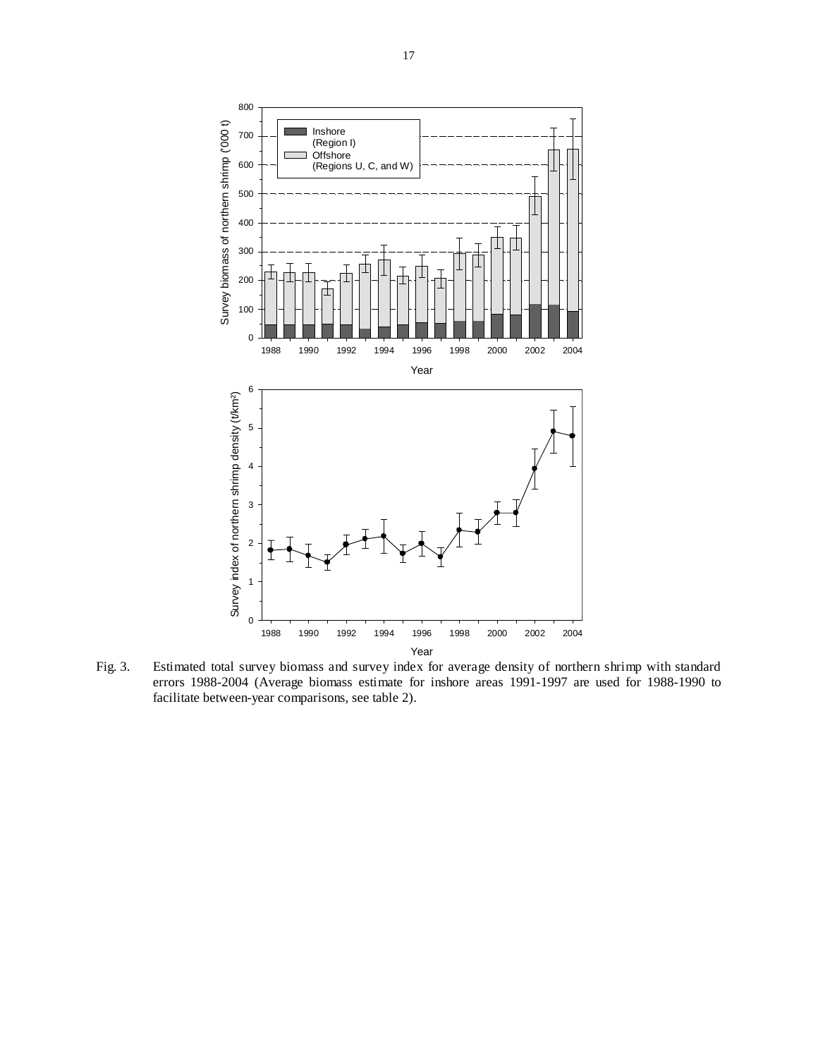Fig. 3. Estimated total survey biomass and survey index for average density of northern shrimp with standard errors 1988-2004 (Average biomass estimate for inshore areas 1991-1997 are used for 1988-1990 to facilitate between-year comparisons, see table 2).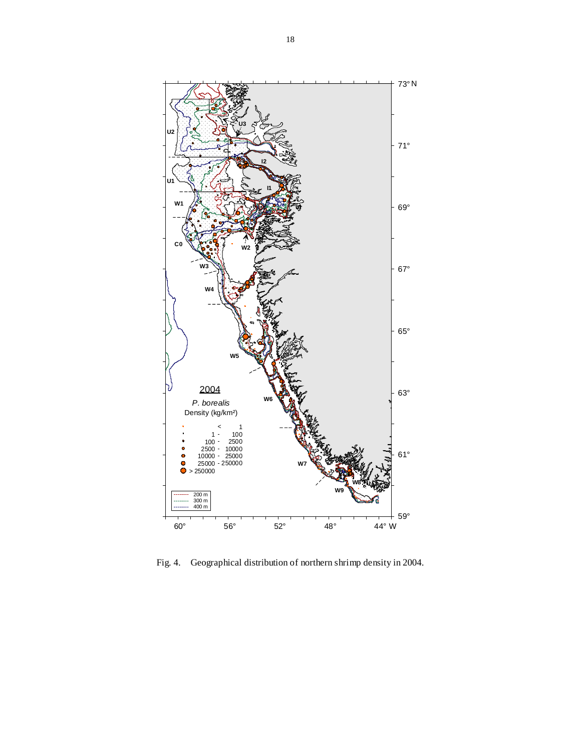Fig. 4. Geographical distribution of northern shrimp density in 2004.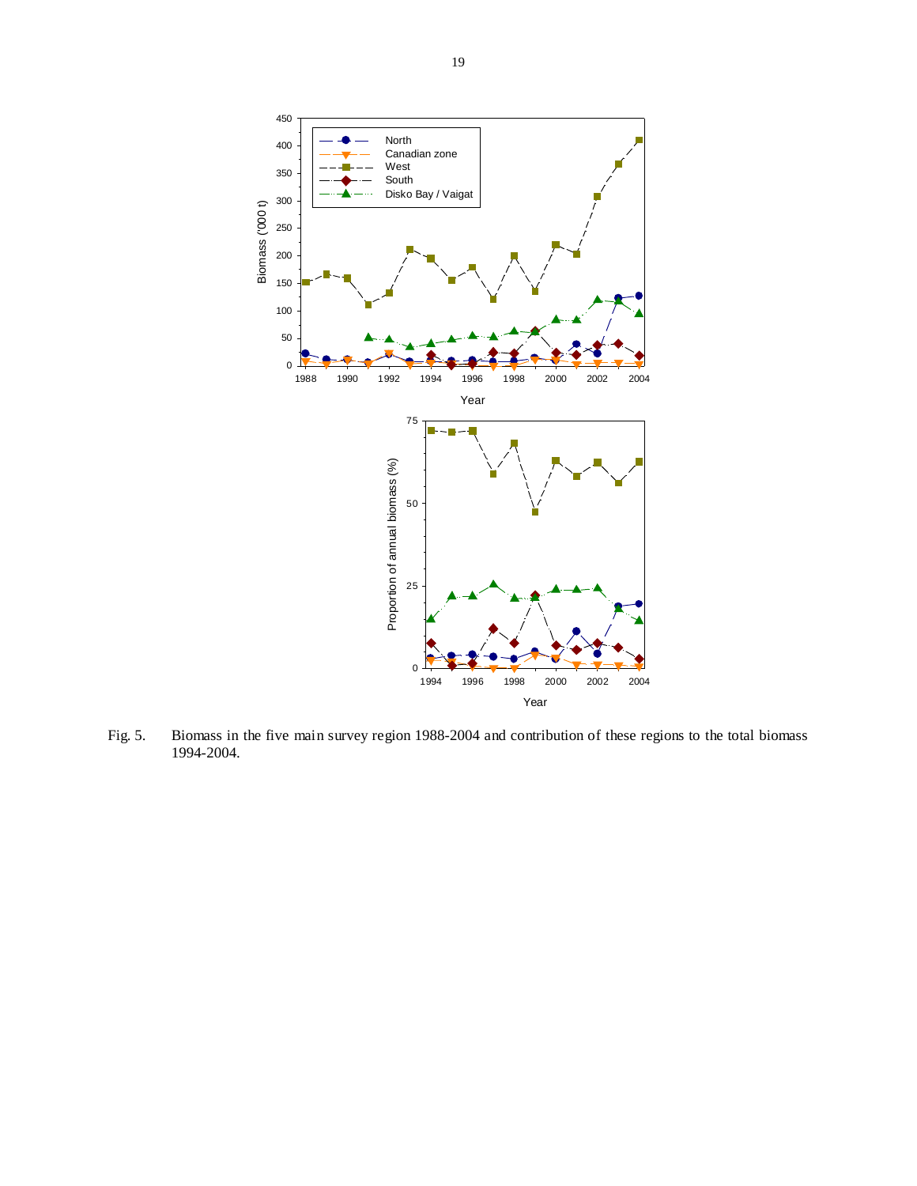Fig. 5. Biomass in the five main survey region 1988-2004 and contribution of these regions to the total biomass 1994-2004.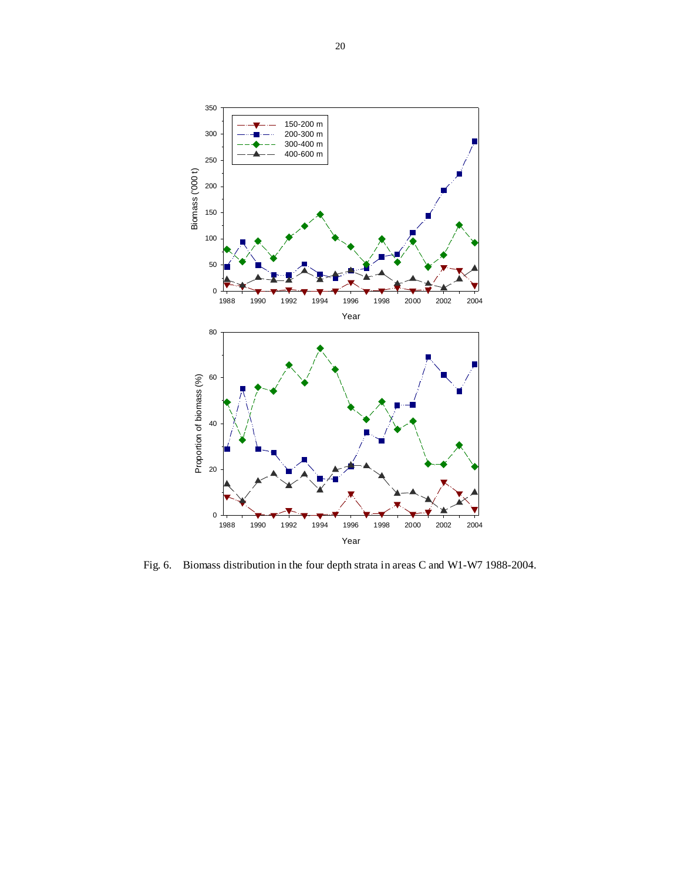Fig. 6. Biomass distribution in the four depth strata in areas C and W1-W7 1988-2004.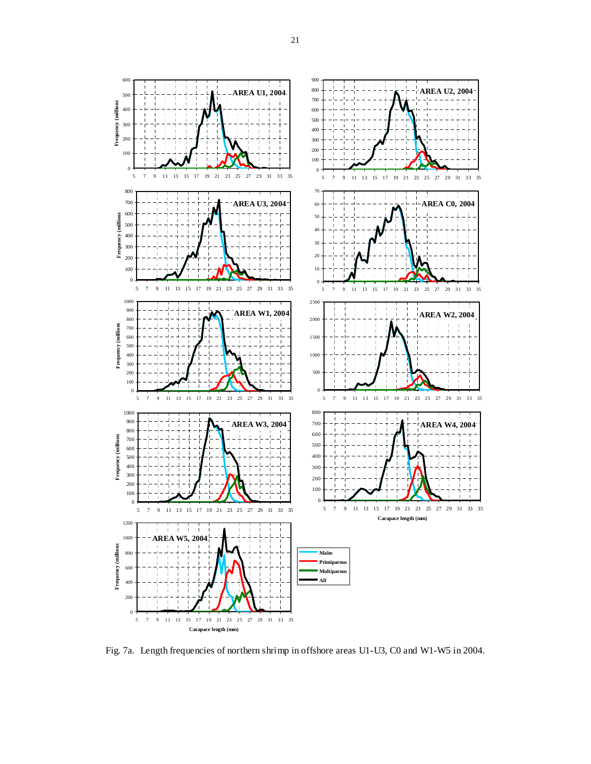Fig. 7a. Length frequencies of northern shrimp in offshore areas U1-U3, C0 and W1-W5 in 2004.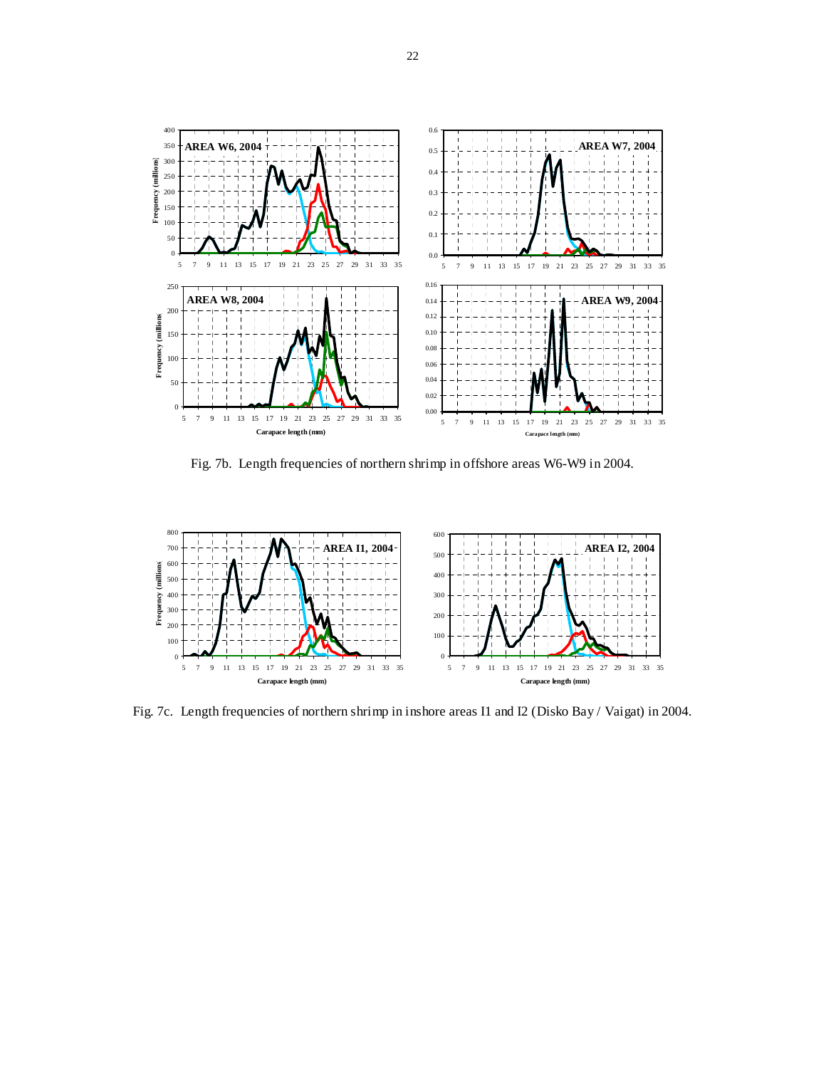Fig. 7b. Length frequencies of northern shrimp in offshore areas W6-W9 in 2004.

Fig. 7c. Length frequencies of northern shrimp in inshore areas I1 and I2 (Disko Bay / Vaigat) in 2004.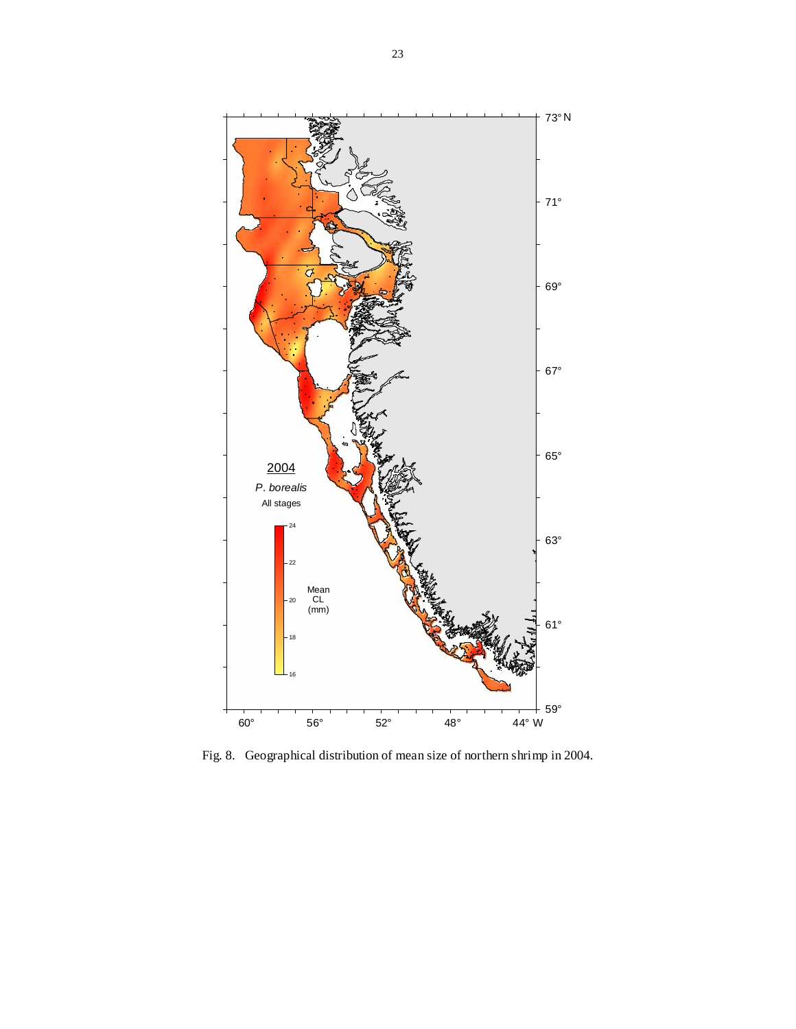Fig. 8. Geographical distribution of mean size of northern shrimp in 2004.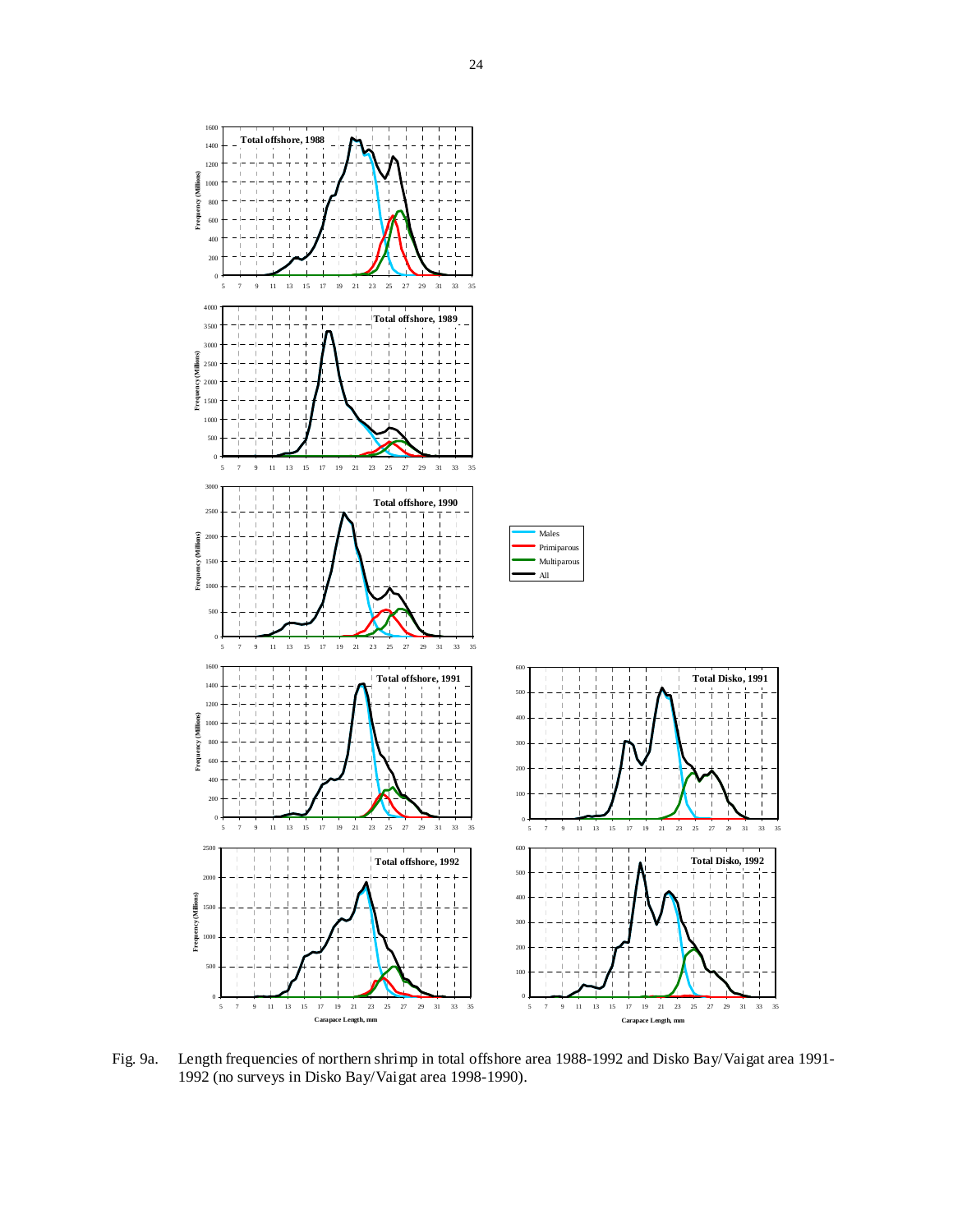Fig. 9a. Length frequencies of northern shrimp in total offshore area 1988-1992 and Disko Bay/Vaigat area 1991-1992 (no surveys in Disko Bay/Vaigat area 1998-1990).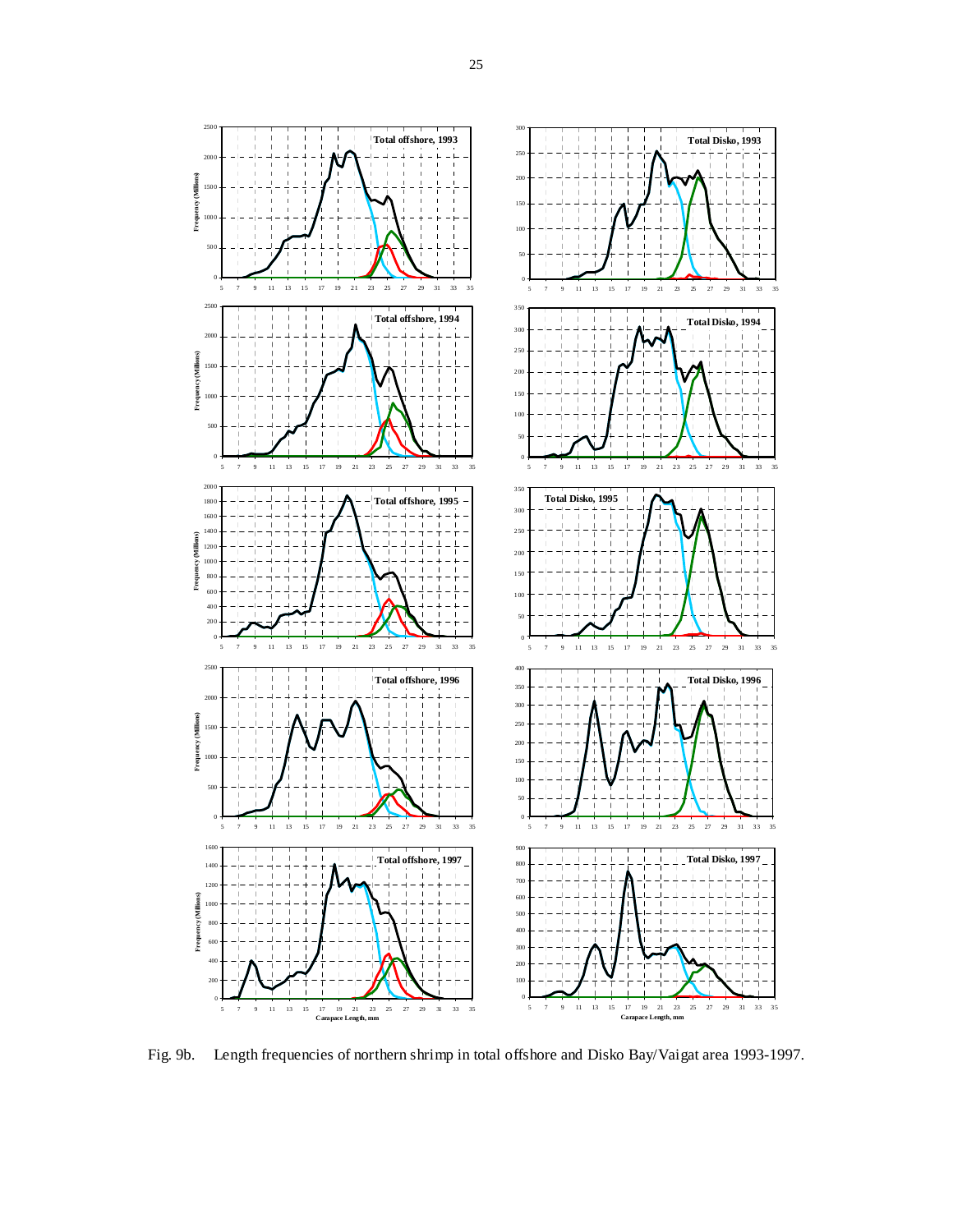Fig. 9b. Length frequencies of northern shrimp in total offshore and Disko Bay/Vaigat area 1993-1997.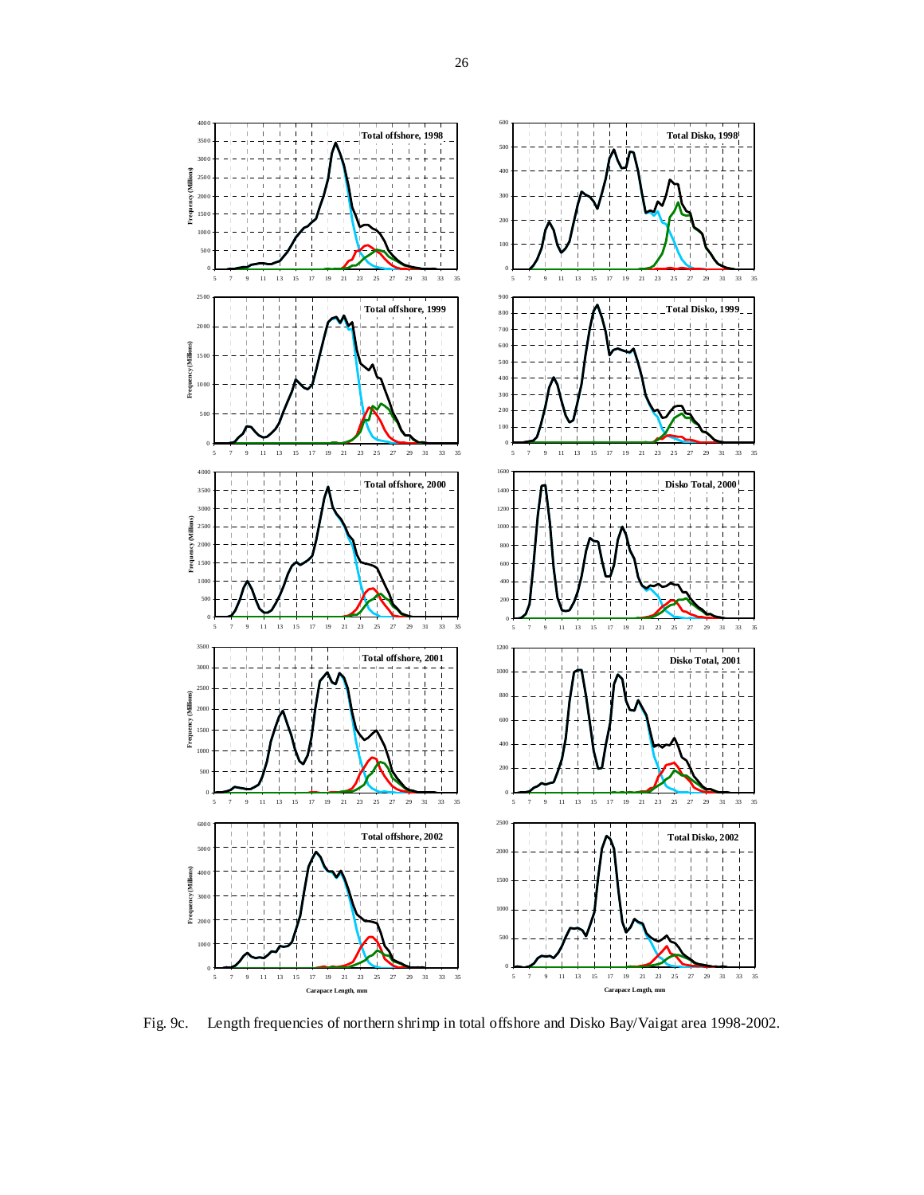Fig. 9c. Length frequencies of northern shrimp in total offshore and Disko Bay/Vaigat area 1998-2002.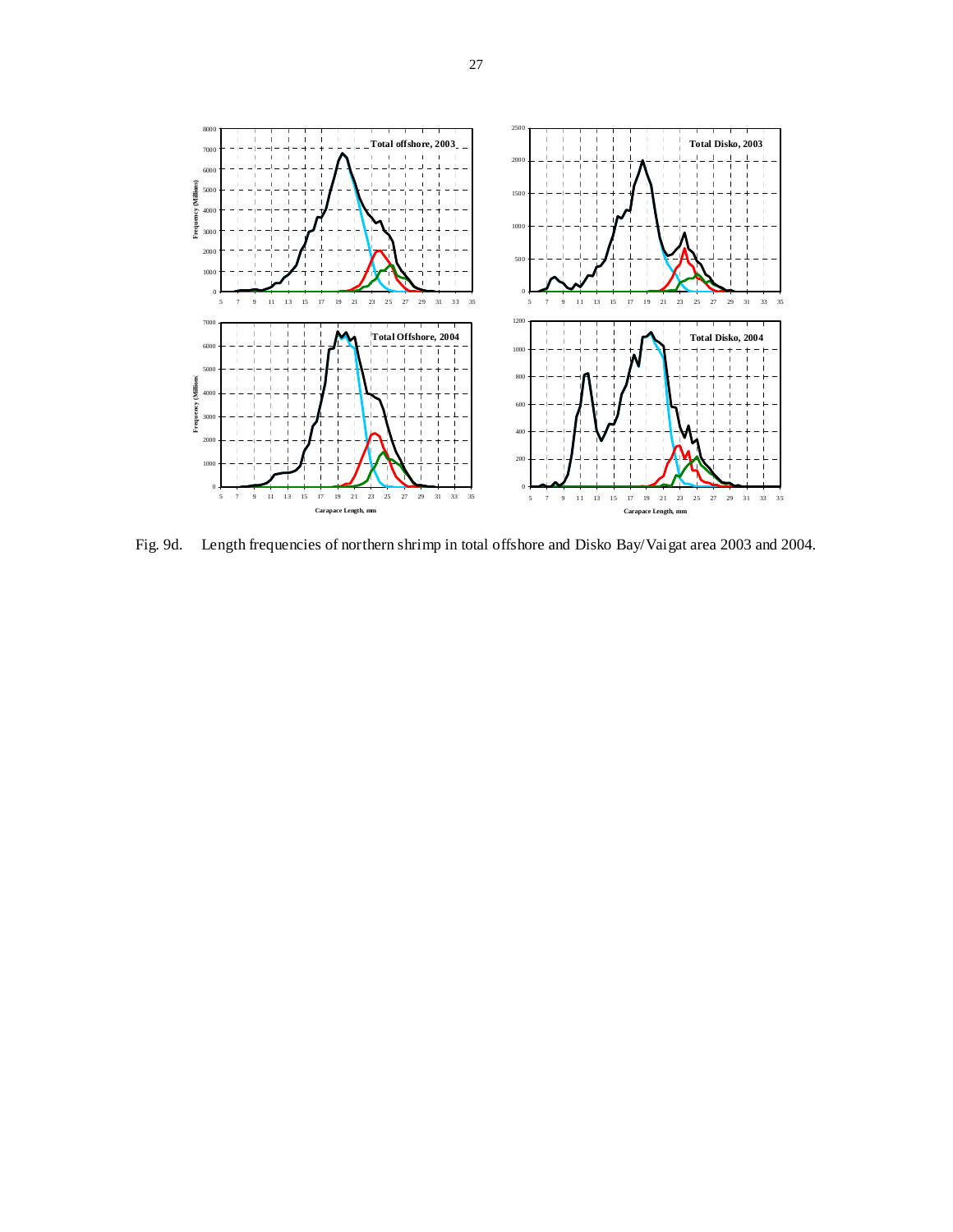Fig. 9d. Length frequencies of northern shrimp in total offshore and Disko Bay/Vaigat area 2003 and 2004.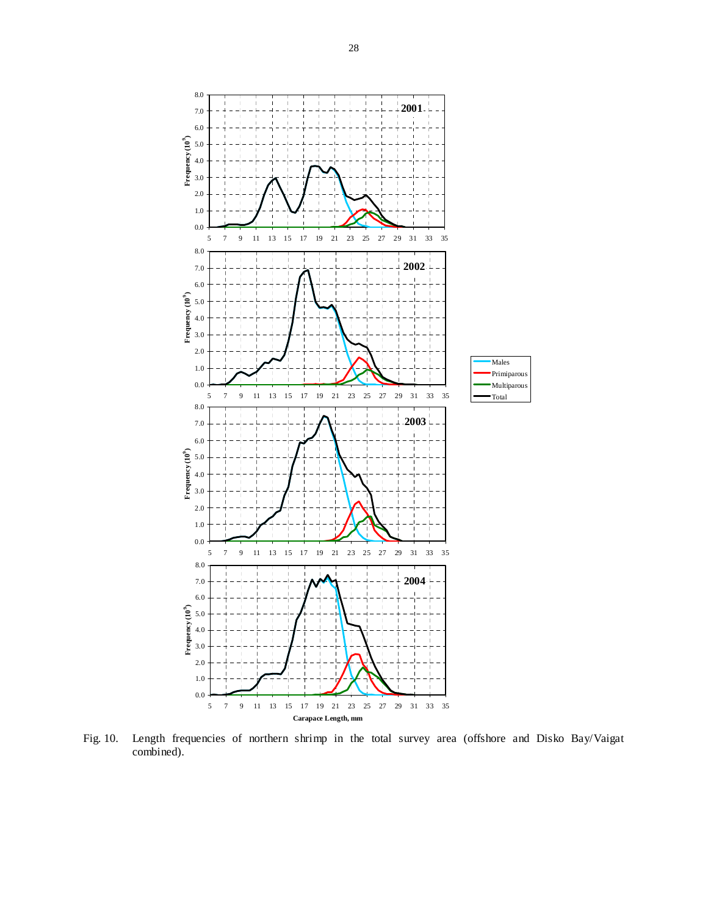Fig. 10. Length frequencies of northern shrimp in the total survey area (offshore and Disko Bay/Vaigat combined).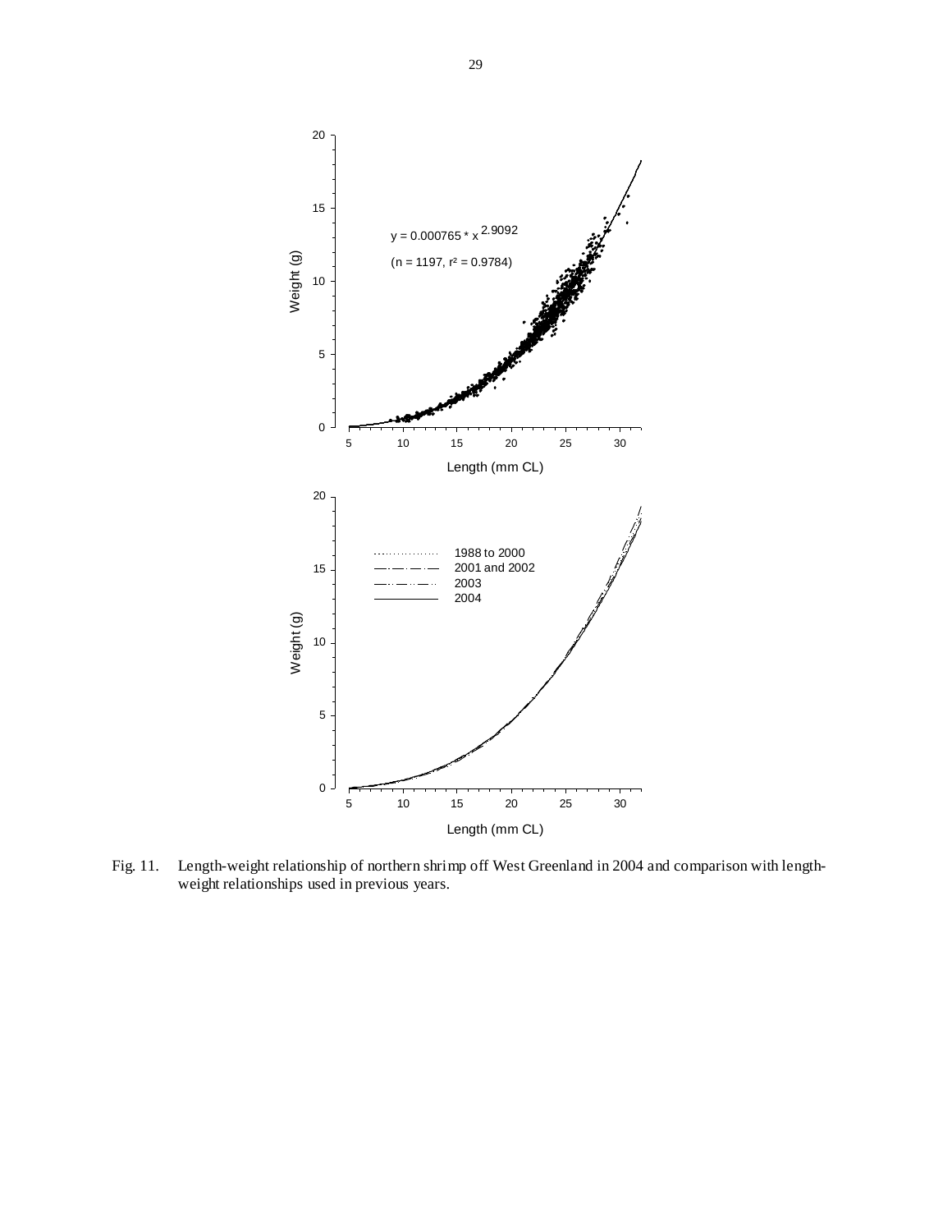Fig. 11. Length-weight relationship of northern shrimp off West Greenland in 2004 and comparison with length-weight relationships used in previous years.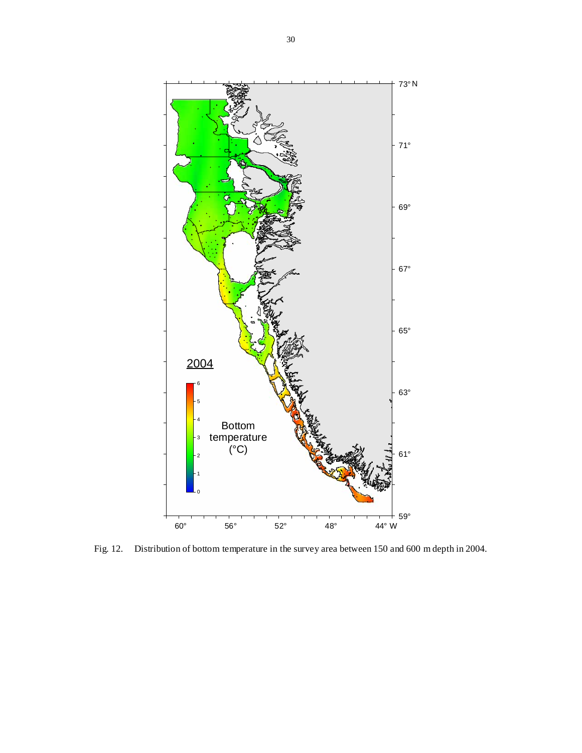Fig. 12. Distribution of bottom temperature in the survey area between 150 and 600 m depth in 2004.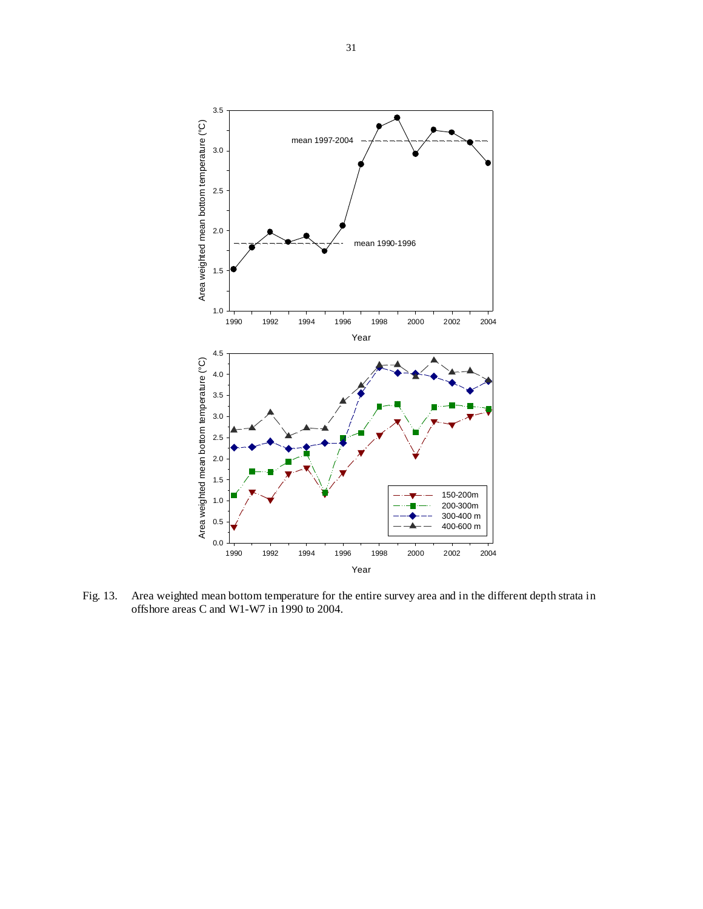Area weighted mean bottom temperature (°C)

3.5
3.0
2.5
2.0
1.5
1.0

mean 1997-2004

mean 1990-1996

1990 1992 1994 1996 1998 2000 2002 2004

Year

Area weighted mean bottom temperature (°C)

4.5
4.0
3.5
3.0
2.5
2.0
1.5
1.0
0.5
0.0

150-200m
200-300m
300-400 m
400-600 m

1990 1992 1994 1996 1998 2000 2002 2004

Year

Fig. 13. Area weighted mean bottom temperature for the entire survey area and in the different depth strata in offshore areas C and W1-W7 in 1990 to 2004.